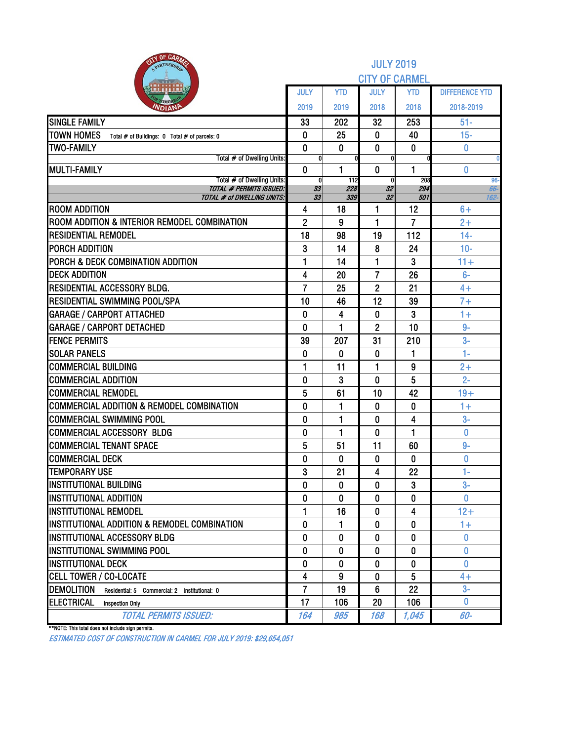# JULY 2019
## CITY OF CARMEL

| | JULY 2019 | YTD 2019 | JULY 2018 | YTD 2018 | DIFFERENCE YTD 2018-2019 |
|---|---|---|---|---|---|
| SINGLE FAMILY | 33 | 202 | 32 | 253 | 51- |
| TOWN HOMES Total # of Buildings: 0 Total # of parcels: 0 | 0 | 25 | 0 | 40 | 15- |
| TWO-FAMILY | 0 | 0 | 0 | 0 | 0 |
| Total # of Dwelling Units: | 0 | 0 | 0 | 0 | 0 |
| MULTI-FAMILY | 0 | 1 | 0 | 1 | 0 |
| Total # of Dwelling Units: | 0 | 112 | 0 | 208 | 96- |
| *TOTAL # PERMITS ISSUED:* | *33* | *228* | *32* | *294* | *66-* |
| *TOTAL # of DWELLING UNITS:* | *33* | *339* | *32* | *501* | *162-* |
| ROOM ADDITION | 4 | 18 | 1 | 12 | 6+ |
| ROOM ADDITION & INTERIOR REMODEL COMBINATION | 2 | 9 | 1 | 7 | 2+ |
| RESIDENTIAL REMODEL | 18 | 98 | 19 | 112 | 14- |
| PORCH ADDITION | 3 | 14 | 8 | 24 | 10- |
| PORCH & DECK COMBINATION ADDITION | 1 | 14 | 1 | 3 | 11+ |
| DECK ADDITION | 4 | 20 | 7 | 26 | 6- |
| RESIDENTIAL ACCESSORY BLDG. | 7 | 25 | 2 | 21 | 4+ |
| RESIDENTIAL SWIMMING POOL/SPA | 10 | 46 | 12 | 39 | 7+ |
| GARAGE / CARPORT ATTACHED | 0 | 4 | 0 | 3 | 1+ |
| GARAGE / CARPORT DETACHED | 0 | 1 | 2 | 10 | 9- |
| FENCE PERMITS | 39 | 207 | 31 | 210 | 3- |
| SOLAR PANELS | 0 | 0 | 0 | 1 | 1- |
| COMMERCIAL BUILDING | 1 | 11 | 1 | 9 | 2+ |
| COMMERCIAL ADDITION | 0 | 3 | 0 | 5 | 2- |
| COMMERCIAL REMODEL | 5 | 61 | 10 | 42 | 19+ |
| COMMERCIAL ADDITION & REMODEL COMBINATION | 0 | 1 | 0 | 0 | 1+ |
| COMMERCIAL SWIMMING POOL | 0 | 1 | 0 | 4 | 3- |
| COMMERCIAL ACCESSORY BLDG | 0 | 1 | 0 | 1 | 0 |
| COMMERCIAL TENANT SPACE | 5 | 51 | 11 | 60 | 9- |
| COMMERCIAL DECK | 0 | 0 | 0 | 0 | 0 |
| TEMPORARY USE | 3 | 21 | 4 | 22 | 1- |
| INSTITUTIONAL BUILDING | 0 | 0 | 0 | 3 | 3- |
| INSTITUTIONAL ADDITION | 0 | 0 | 0 | 0 | 0 |
| INSTITUTIONAL REMODEL | 1 | 16 | 0 | 4 | 12+ |
| INSTITUTIONAL ADDITION & REMODEL COMBINATION | 0 | 1 | 0 | 0 | 1+ |
| INSTITUTIONAL ACCESSORY BLDG | 0 | 0 | 0 | 0 | 0 |
| INSTITUTIONAL SWIMMING POOL | 0 | 0 | 0 | 0 | 0 |
| INSTITUTIONAL DECK | 0 | 0 | 0 | 0 | 0 |
| CELL TOWER / CO-LOCATE | 4 | 9 | 0 | 5 | 4+ |
| DEMOLITION Residential: 5 Commercial: 2 Institutional: 0 | 7 | 19 | 6 | 22 | 3- |
| ELECTRICAL Inspection Only | 17 | 106 | 20 | 106 | 0 |
| *TOTAL PERMITS ISSUED:* | *164* | *985* | *168* | *1,045* | *60-* |

**NOTE: This total does not include sign permits.

*ESTIMATED COST OF CONSTRUCTION IN CARMEL FOR JULY 2019: $29,654,051*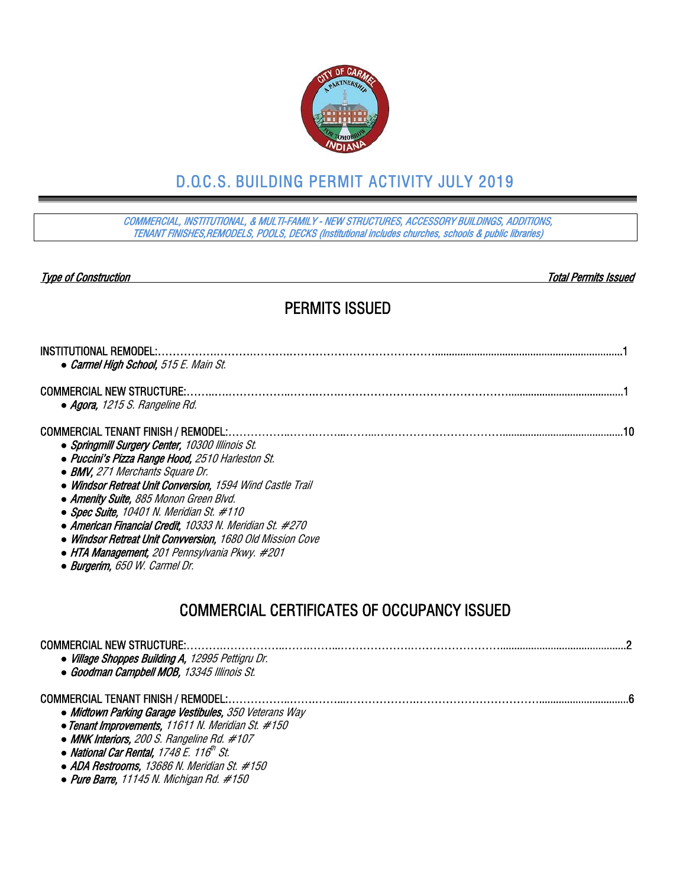# D.O.C.S. BUILDING PERMIT ACTIVITY JULY 2019

*COMMERCIAL, INSTITUTIONAL, & MULTI-FAMILY - NEW STRUCTURES, ACCESSORY BUILDINGS, ADDITIONS, TENANT FINISHES,REMODELS, POOLS, DECKS (Institutional includes churches, schools & public libraries)*

| *Type of Construction* | *Total Permits Issued* |
|---|---|

## PERMITS ISSUED

INSTITUTIONAL REMODEL:........................................................................1

- ***Carmel High School,*** *515 E. Main St.*

COMMERCIAL NEW STRUCTURE:........................................................................1

- ***Agora,*** *1215 S. Rangeline Rd.*

COMMERCIAL TENANT FINISH / REMODEL:........................................................................10

- ***Springmill Surgery Center,*** *10300 Illinois St.*
- ***Puccini's Pizza Range Hood,*** *2510 Harleston St.*
- ***BMV,*** *271 Merchants Square Dr.*
- ***Windsor Retreat Unit Conversion,*** *1594 Wind Castle Trail*
- ***Amenity Suite,*** *885 Monon Green Blvd.*
- ***Spec Suite,*** *10401 N. Meridian St. #110*
- ***American Financial Credit,*** *10333 N. Meridian St. #270*
- ***Windsor Retreat Unit Convversion,*** *1680 Old Mission Cove*
- ***HTA Management,*** *201 Pennsylvania Pkwy. #201*
- ***Burgerim,*** *650 W. Carmel Dr.*

## COMMERCIAL CERTIFICATES OF OCCUPANCY ISSUED

COMMERCIAL NEW STRUCTURE:........................................................................2

- ***Village Shoppes Building A,*** *12995 Pettigru Dr.*
- ***Goodman Campbell MOB,*** *13345 Illinois St.*

COMMERCIAL TENANT FINISH / REMODEL:........................................................................6

- ***Midtown Parking Garage Vestibules,*** *350 Veterans Way*
- ***Tenant Improvements,*** *11611 N. Meridian St. #150*
- ***MNK Interiors,*** *200 S. Rangeline Rd. #107*
- ***National Car Rental,*** *1748 E. 116th St.*
- ***ADA Restrooms,*** *13686 N. Meridian St. #150*
- ***Pure Barre,*** *11145 N. Michigan Rd. #150*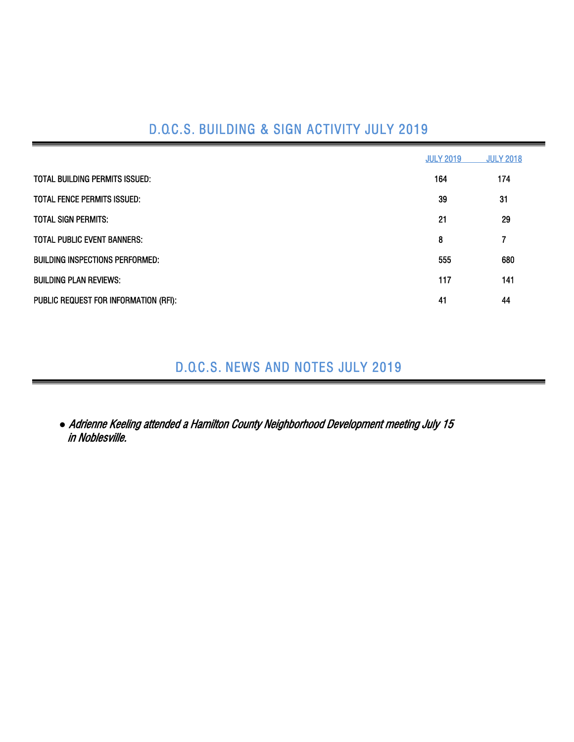## D.O.C.S. BUILDING & SIGN ACTIVITY JULY 2019

| | JULY 2019 | JULY 2018 |
|---|---|---|
| TOTAL BUILDING PERMITS ISSUED: | 164 | 174 |
| TOTAL FENCE PERMITS ISSUED: | 39 | 31 |
| TOTAL SIGN PERMITS: | 21 | 29 |
| TOTAL PUBLIC EVENT BANNERS: | 8 | 7 |
| BUILDING INSPECTIONS PERFORMED: | 555 | 680 |
| BUILDING PLAN REVIEWS: | 117 | 141 |
| PUBLIC REQUEST FOR INFORMATION (RFI): | 41 | 44 |

## D.O.C.S. NEWS AND NOTES JULY 2019

- *Adrienne Keeling attended a Hamilton County Neighborhood Development meeting July 15 in Noblesville.*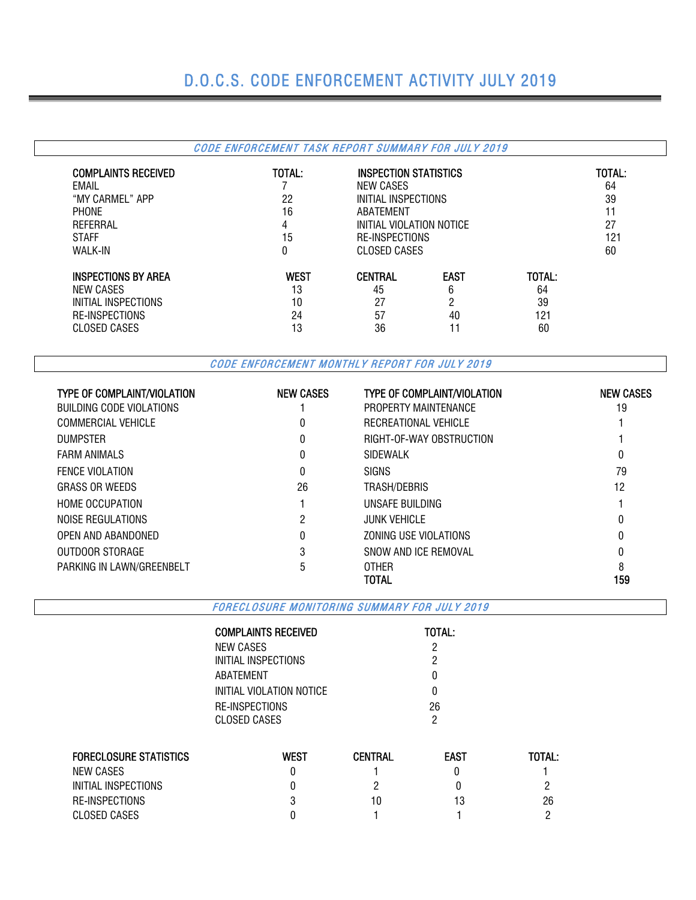# D.O.C.S. CODE ENFORCEMENT ACTIVITY JULY 2019

## *CODE ENFORCEMENT TASK REPORT SUMMARY FOR JULY 2019*

| COMPLAINTS RECEIVED | TOTAL: |
|---|---|
| EMAIL | 7 |
| "MY CARMEL" APP | 22 |
| PHONE | 16 |
| REFERRAL | 4 |
| STAFF | 15 |
| WALK-IN | 0 |

| INSPECTION STATISTICS | TOTAL: |
|---|---|
| NEW CASES | 64 |
| INITIAL INSPECTIONS | 39 |
| ABATEMENT | 11 |
| INITIAL VIOLATION NOTICE | 27 |
| RE-INSPECTIONS | 121 |
| CLOSED CASES | 60 |

| INSPECTIONS BY AREA | WEST | CENTRAL | EAST | TOTAL: |
|---|---|---|---|---|
| NEW CASES | 13 | 45 | 6 | 64 |
| INITIAL INSPECTIONS | 10 | 27 | 2 | 39 |
| RE-INSPECTIONS | 24 | 57 | 40 | 121 |
| CLOSED CASES | 13 | 36 | 11 | 60 |

## *CODE ENFORCEMENT MONTHLY REPORT FOR JULY 2019*

| TYPE OF COMPLAINT/VIOLATION | NEW CASES | TYPE OF COMPLAINT/VIOLATION | NEW CASES |
|---|---|---|---|
| BUILDING CODE VIOLATIONS | 1 | PROPERTY MAINTENANCE | 19 |
| COMMERCIAL VEHICLE | 0 | RECREATIONAL VEHICLE | 1 |
| DUMPSTER | 0 | RIGHT-OF-WAY OBSTRUCTION | 1 |
| FARM ANIMALS | 0 | SIDEWALK | 0 |
| FENCE VIOLATION | 0 | SIGNS | 79 |
| GRASS OR WEEDS | 26 | TRASH/DEBRIS | 12 |
| HOME OCCUPATION | 1 | UNSAFE BUILDING | 1 |
| NOISE REGULATIONS | 2 | JUNK VEHICLE | 0 |
| OPEN AND ABANDONED | 0 | ZONING USE VIOLATIONS | 0 |
| OUTDOOR STORAGE | 3 | SNOW AND ICE REMOVAL | 0 |
| PARKING IN LAWN/GREENBELT | 5 | OTHER | 8 |
| | | **TOTAL** | **159** |

## *FORECLOSURE MONITORING SUMMARY FOR JULY 2019*

| COMPLAINTS RECEIVED | TOTAL: |
|---|---|
| NEW CASES | 2 |
| INITIAL INSPECTIONS | 2 |
| ABATEMENT | 0 |
| INITIAL VIOLATION NOTICE | 0 |
| RE-INSPECTIONS | 26 |
| CLOSED CASES | 2 |

| FORECLOSURE STATISTICS | WEST | CENTRAL | EAST | TOTAL: |
|---|---|---|---|---|
| NEW CASES | 0 | 1 | 0 | 1 |
| INITIAL INSPECTIONS | 0 | 2 | 0 | 2 |
| RE-INSPECTIONS | 3 | 10 | 13 | 26 |
| CLOSED CASES | 0 | 1 | 1 | 2 |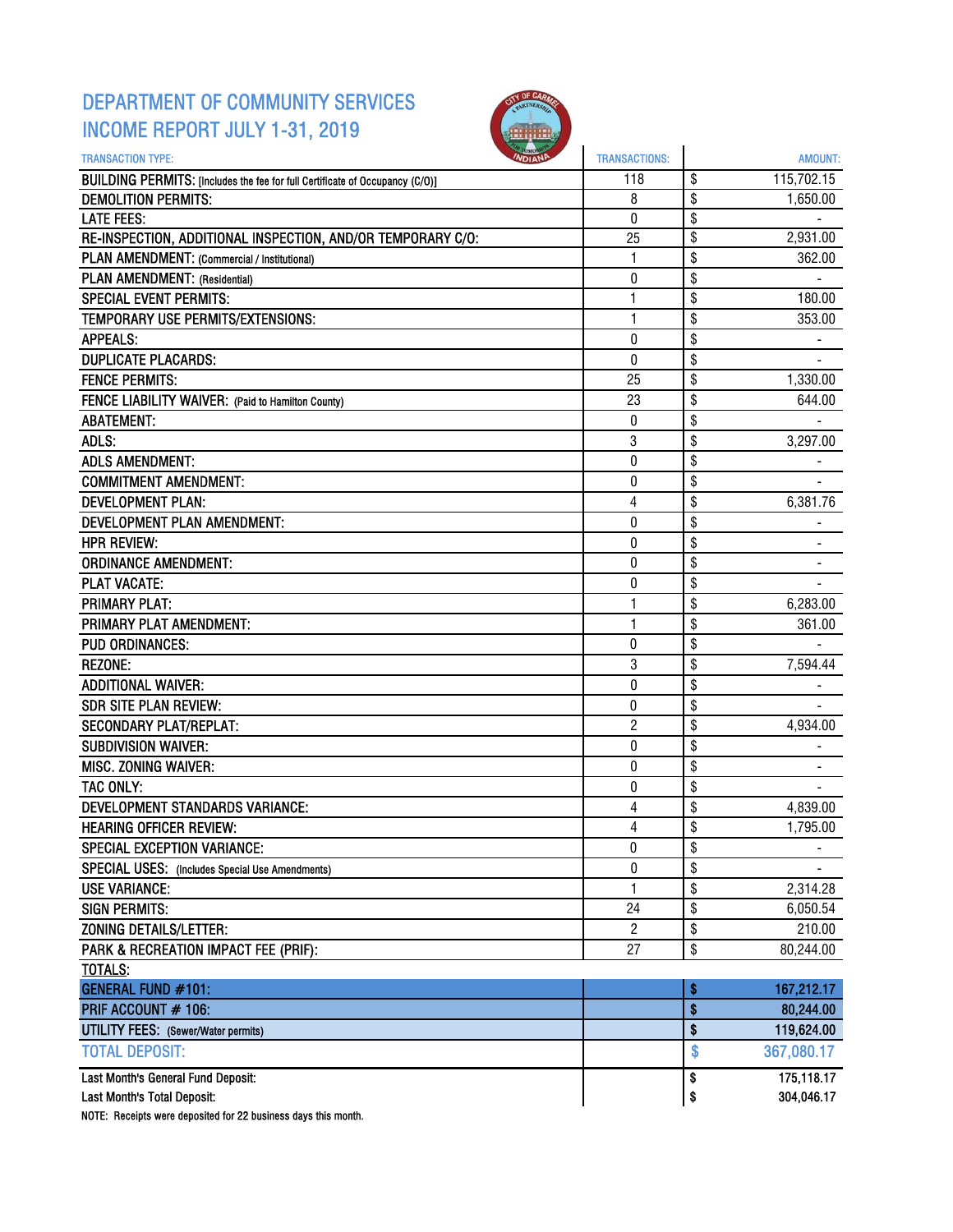# DEPARTMENT OF COMMUNITY SERVICES
# INCOME REPORT JULY 1-31, 2019

| TRANSACTION TYPE: | TRANSACTIONS: | AMOUNT: |
|---|---|---|
| BUILDING PERMITS: [Includes the fee for full Certificate of Occupancy (C/O)] | 118 | $ 115,702.15 |
| DEMOLITION PERMITS: | 8 | $ 1,650.00 |
| LATE FEES: | 0 | $ - |
| RE-INSPECTION, ADDITIONAL INSPECTION, AND/OR TEMPORARY C/O: | 25 | $ 2,931.00 |
| PLAN AMENDMENT: (Commercial / Institutional) | 1 | $ 362.00 |
| PLAN AMENDMENT: (Residential) | 0 | $ - |
| SPECIAL EVENT PERMITS: | 1 | $ 180.00 |
| TEMPORARY USE PERMITS/EXTENSIONS: | 1 | $ 353.00 |
| APPEALS: | 0 | $ - |
| DUPLICATE PLACARDS: | 0 | $ - |
| FENCE PERMITS: | 25 | $ 1,330.00 |
| FENCE LIABILITY WAIVER: (Paid to Hamilton County) | 23 | $ 644.00 |
| ABATEMENT: | 0 | $ - |
| ADLS: | 3 | $ 3,297.00 |
| ADLS AMENDMENT: | 0 | $ - |
| COMMITMENT AMENDMENT: | 0 | $ - |
| DEVELOPMENT PLAN: | 4 | $ 6,381.76 |
| DEVELOPMENT PLAN AMENDMENT: | 0 | $ - |
| HPR REVIEW: | 0 | $ - |
| ORDINANCE AMENDMENT: | 0 | $ - |
| PLAT VACATE: | 0 | $ - |
| PRIMARY PLAT: | 1 | $ 6,283.00 |
| PRIMARY PLAT AMENDMENT: | 1 | $ 361.00 |
| PUD ORDINANCES: | 0 | $ - |
| REZONE: | 3 | $ 7,594.44 |
| ADDITIONAL WAIVER: | 0 | $ - |
| SDR SITE PLAN REVIEW: | 0 | $ - |
| SECONDARY PLAT/REPLAT: | 2 | $ 4,934.00 |
| SUBDIVISION WAIVER: | 0 | $ - |
| MISC. ZONING WAIVER: | 0 | $ - |
| TAC ONLY: | 0 | $ - |
| DEVELOPMENT STANDARDS VARIANCE: | 4 | $ 4,839.00 |
| HEARING OFFICER REVIEW: | 4 | $ 1,795.00 |
| SPECIAL EXCEPTION VARIANCE: | 0 | $ - |
| SPECIAL USES: (Includes Special Use Amendments) | 0 | $ - |
| USE VARIANCE: | 1 | $ 2,314.28 |
| SIGN PERMITS: | 24 | $ 6,050.54 |
| ZONING DETAILS/LETTER: | 2 | $ 210.00 |
| PARK & RECREATION IMPACT FEE (PRIF): | 27 | $ 80,244.00 |
| TOTALS: | | |
| **GENERAL FUND #101:** | | **$ 167,212.17** |
| **PRIF ACCOUNT # 106:** | | **$ 80,244.00** |
| **UTILITY FEES: (Sewer/Water permits)** | | **$ 119,624.00** |
| **TOTAL DEPOSIT:** | | **$ 367,080.17** |
| Last Month's General Fund Deposit: | | $ 175,118.17 |
| Last Month's Total Deposit: | | $ 304,046.17 |

NOTE: Receipts were deposited for 22 business days this month.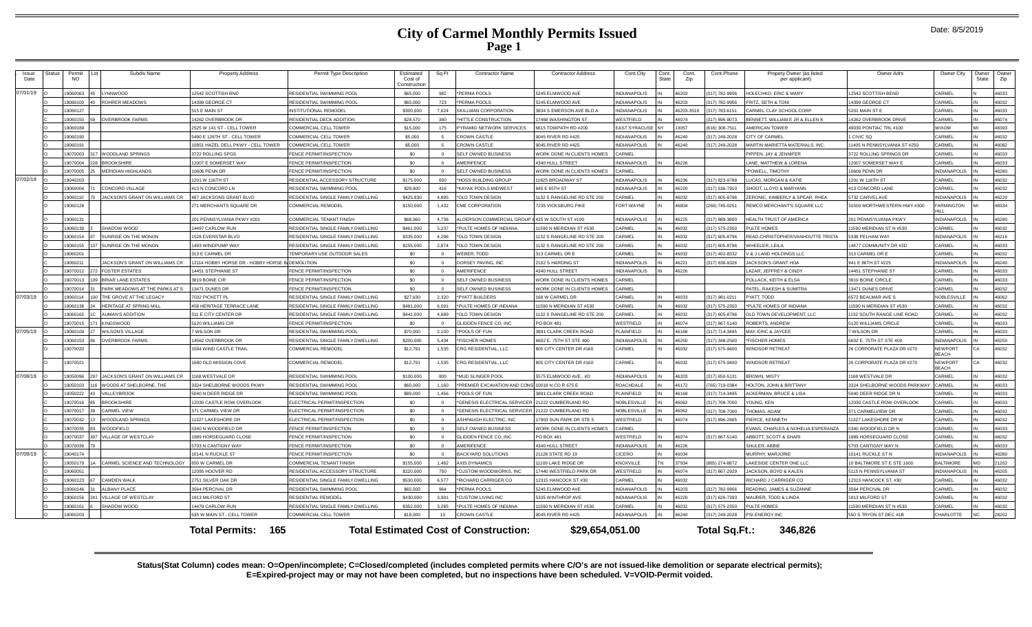# City of Carmel Monthly Permits Issued

Date: 8/5/2019

| Issue Date | Status | Permit NO | Lot | Subdiv Name | Property Address | Permit Type Description | Estimated Cost of Construction | Sq Ft | Contractor Name | Contractor Address | Cont.City | Cont. State | Cont. Zip | Cont.Phone | Propety Owner (as listed per applicant) | Owner Adrs | Owner City | Owner State | Owner Zip |
|---|---|---|---|---|---|---|---|---|---|---|---|---|---|---|---|---|---|---|---|
| 07/01/19 | O | 19060063 | 45 | LYNNWOOD | 12542 SCOTTISH BND | RESIDENTIAL SWIMMING POOL | $65,000 | 982 | *PERMA POOLS | 5245 ELMWOOD AVE | INDIANAPOLIS | IN | 46203 | (317) 782-9956 | HOLECHKO, ERIC & MARY | 12542 SCOTTISH BEND | CARMEL | IN | 46033 |
| | O | 19060100 | 40 | ROHRER MEADOWS | 14399 GEORGE CT | RESIDENTIAL SWIMMING POOL | $65,000 | 723 | *PERMA POOLS | 5245 ELMWOOD AVE | INDIANAPOLIS | IN | 46203 | (317) 782-9956 | FRITZ, SETH & TONI | 14399 GEORGE CT | CARMEL | IN | 46032 |
| | O | 19060127 | | | 515 E MAIN ST | INSTITUTIONAL REMODEL | $300,000 | 7,624 | SKILLMAN CORPORATION | 3834 S EMERSON AVE BLD A | INDIANAPOLIS | IN | 46203-3518 | (317) 783-6151 | CARMEL CLAY SCHOOL CORP. | 5201 MAIN ST E | CARMEL | IN | 46033 |
| | C | 19060150 | 59 | OVERBROOK FARMS | 14262 OVERBROOK DR | RESIDENTIAL DECK ADDITION | $28,570 | 380 | *HITTLE CONSTRUCTION | 17466 WASHINGTON ST | WESTFIELD | IN | 46074 | (317) 896-9073 | BENNETT, WILLIAM E JR & ELLEN K | 14262 OVERBROOK DRIVE | CARMEL | IN | 46074 |
| | O | 19060189 | | | 2525 W 141 ST - CELL TOWER | COMMERCIAL CELL TOWER | $15,000 | 175 | PYRAMID NETWORK SERVICES | 6615 TOWPATH RD #200 | EAST SYRACUSE | NY | 13057 | (616) 308-7511 | AMERICAN TOWER | 49030 PONTIAC TRL #100 | WIXOM | MI | 48393 |
| | O | 19060190 | | | 5490 E 126TH ST - CELL TOWER | COMMERCIAL CELL TOWER | $5,000 | 5 | CROWN CASTLE | 9045 RIVER RD #425 | INDIANAPOLIS | IN | 46240 | (317) 249-2028 | CITY OF CARMEL | 1 CIVIC SQ | CARMEL | IN | 46032 |
| | O | 19060191 | | | 10851 HAZEL DELL PKWY - CELL TOWER | COMMERCIAL CELL TOWER | $5,000 | 5 | CROWN CASTLE | 9045 RIVER RD #425 | INDIANAPOLIS | IN | 46240 | (317) 249-2028 | MARTIN MARIETTA MATERIALS, INC. | 11405 N PENNSYLVANIA ST #250 | CARMEL | IN | 46082 |
| | O | 19070003 | 317 | WOODLAND SPRINGS | 3722 ROLLING SPGS | FENCE PERMIT/INSPECTION | $0 | 0 | SELF OWNED BUSINESS | WORK DONE IN CLIENTS HOMES | CARMEL | | | | PIPPEN, JAY & JENNIFER | 3722 ROLLING SPRINGS DR | CARMEL | IN | 46033 |
| | O | 19070004 | 228 | BROOKSHIRE | 12007 E SOMERSET WAY | FENCE PERMIT/INSPECTION | $0 | 0 | AMERIFENCE | 4340 HULL STREET | INDIANAPOLIS | IN | 46226 | | LANE, MATTHEW & LORENA | 12007 SOMERSET WAY E | CARMEL | IN | 46033 |
| | O | 19070005 | 25 | MERIDIAN HIGHLANDS | 10606 PENN DR | FENCE PERMIT/INSPECTION | $0 | 0 | SELF OWNED BUSINESS | WORK DONE IN CLIENTS HOMES | CARMEL | | | | *POWELL, TIMOTHY | 10606 PENN DR | INDIANAPOLIS | IN | 46280 |
| 07/02/19 | O | 19040203 | | | 1201 W 116TH ST | RESIDENTIAL ACCESSORY STRUCTURE | $175,000 | 650 | *HOSS BUILDING GROUP | 11825 BROADWAY ST | INDIANAPOLIS | IN | 46236 | (317) 823-9788 | LUCAS, MORGAN & KATIE | 1201 W 116TH ST | CARMEL | IN | 46032 |
| | O | 19060004 | 71 | CONCORD VILLAGE | 413 N CONCORD LN | RESIDENTIAL SWIMMING POOL | $28,800 | 416 | *KAYAK POOLS MIDWEST | 845 E 65TH ST | INDIANAPOLIS | IN | 46220 | (317) 536-7910 | SHOOT, LLOYD & MARYANN | 413 CONCORD LANE | CARMEL | IN | 46032 |
| | O | 19060110 | 70 | JACKSON'S GRANT ON WILLIAMS CR | 487 JACKSONS GRANT BLVD | RESIDENTIAL SINGLE FAMILY DWELLING | $425,830 | 4,895 | *OLD TOWN DESIGN | 1132 S RANGELINE RD STE 200 | CARMEL | IN | 46032 | (317) 605-8796 | ZERONIC, KIMBERLY & SPEAR, RHEA | 5732 CARVELAVE | INDIANAPOLIS | IN | 46220 |
| | O | 19060128 | | | 271 MERCHANTS SQUARE DR | COMMERCIAL REMODEL | $150,000 | 1,432 | CME CORPORATION | 7235 VICKSBURG PIKE | FORT WAYNE | IN | 46804 | (260) 745-0251 | REMCO MERCHANT'S SQUARE LLC | 31500 NORTHWESTERN HWY #300 | FARMINGTON HILL | MI | 48334 |
| | O | 19060131 | | | 201 PENNSYLVANIA PKWY #201 | COMMERCIAL TENANT FINISH | $68,960 | 4,738 | ALDERSON COMMERCIAL GROUP I | 425 W SOUTH ST #100 | INDIANAPOLIS | IN | 46225 | (317) 889-3800 | HEALTH TRUST OF AMERICA | 201 PENNSYLVANIA PKWY | INDIANAPOLIS | IN | 46280 |
| | O | 19060139 | 3 | SHADOW WOOD | 14497 CARLOW RUN | RESIDENTIAL SINGLE FAMILY DWELLING | $461,000 | 5,237 | *PULTE HOMES OF INDIANA | 11590 N MERIDIAN ST #530 | CARMEL | IN | 46032 | (317) 575-2350 | PULTE HOMES | 11590 MERIDIAN ST N #530 | CARMEL | IN | 46032 |
| | O | 19060154 | 87 | SUNRISE ON THE MONON | 1528 EVENSTAR BLVD | RESIDENTIAL SINGLE FAMILY DWELLING | $335,000 | 4,296 | *OLD TOWN DESIGN | 1132 S RANGELINE RD STE 200 | CARMEL | IN | 46032 | (317) 605-8796 | READ,CHRISTOPHER/VANHOUTTE TRISTA | 5338 PELHAM WAY | INDIANAPOLIS | IN | 46216 |
| | O | 19060155 | 107 | SUNRISE ON THE MONON | 1493 WINDPUMP WAY | RESIDENTIAL SINGLE FAMILY DWELLING | $255,000 | 2,874 | *OLD TOWN DESIGN | 1132 S RANGELINE RD STE 200 | CARMEL | IN | 46032 | (317) 605-8796 | WHEELER, LEILA | 14477 COMMUNITY DR #2D | CARMEL | IN | 46033 |
| | O | 19060201 | | | 313 E CARMEL DR | TEMPORARY USE OUTDOOR SALES | $0 | 0 | WEBER, TODD | 313 CARMEL DR E | CARMEL | IN | 46032 | (317) 402-8332 | V & J LAND HOLDINGS LLC | 313 CARMEL DR E | CARMEL | IN | 46032 |
| | O | 19060211 | | JACKSON'S GRANT ON WILLIAMS CR | 12114 HOBBY HORSE DR - HOBBY HORSE & | DEMOLITION | $0 | 0 | DORSEY PAVING, INC | 2102 S HARDING ST | INDIANAPOLIS | IN | 46221 | (317) 638-9326 | JACKSON'S GRANT HOA | 941 E 86TH ST #225 | INDIANAPOLIS | IN | 46240 |
| | O | 19070012 | 272 | FOSTER ESTATES | 14451 STEPHANIE ST | FENCE PERMIT/INSPECTION | $0 | 0 | AMERIFENCE | 4340 HULL STREET | INDIANAPOLIS | IN | 46226 | | LAZAR, JEFFREY & CINDY | 14451 STEPHANIE ST | CARMEL | IN | 46033 |
| | O | 19070013 | 109 | BRIAR LANE ESTATES | 3819 BOINE CIR | FENCE PERMIT/INSPECTION | $0 | 0 | SELF OWNED BUSINESS | WORK DONE IN CLIENTS HOMES | CARMEL | | | | POLLACK, KEITH & ELSA | 3819 BOINE CIRCLE | CARMEL | IN | 46033 |
| | O | 19070014 | 31 | PARK MEADOWS AT THE PARKS AT S | 13471 DUNES DR | FENCE PERMIT/INSPECTION | $0 | 0 | SELF OWNED BUSINESS | WORK DONE IN CLIENTS HOMES | CARMEL | | | | PATEL, RAKESH & SUMITRA | 13471 DUNES DRIVE | CARMEL | IN | 46032 |
| 07/03/19 | O | 19060114 | 100 | THE GROVE AT THE LEGACY | 7032 PICKETT PL | RESIDENTIAL SINGLE FAMILY DWELLING | $27,630 | 2,320 | *PYATT BUILDERS | 168 W CARMEL DR | CARMEL | IN | 46033 | (317) 981-0211 | PYATT, TODD | 6572 BEALMAR AVE S | NOBLESVILLE | IN | 46062 |
| | O | 19060138 | 24 | HERITAGE AT SPRING MILL | 458 HERITAGE TERRACE LANE | RESIDENTIAL SINGLE FAMILY DWELLING | $481,000 | 6,091 | *PULTE HOMES OF INDIANA | 11590 N MERIDIAN ST #530 | CARMEL | IN | 46032 | (317) 575-2350 | *PULTE HOMES OF INDIANA | 11590 N MERIDIAN ST #530 | CARMEL | IN | 46032 |
| | O | 19060162 | 1C | AUMAN'S ADDITION | 311 E CITY CENTER DR | RESIDENTIAL SINGLE FAMILY DWELLING | $441,000 | 4,689 | *OLD TOWN DESIGN | 1132 S RANGELINE RD STE 200 | CARMEL | IN | 46032 | (317) 605-8796 | OLD TOWN DEVELOPMENT, LLC | 1132 SOUTH RANGE LINE ROAD | CARMEL | IN | 46032 |
| | O | 19070015 | 171 | KINGSWOOD | 5120 WILLIAMS CIR | FENCE PERMIT/INSPECTION | $0 | 0 | GLIDDEN FENCE CO, INC | PO BOX 481 | WESTFIELD | IN | 46074 | (317) 867-5140 | ROBERTS, ANDREW | 5120 WILLIAMS CIRCLE | CARMEL | IN | 46033 |
| 07/05/19 | O | 19060109 | 27 | WILSON'S VILLAGE | 7 WILSON DR | RESIDENTIAL SWIMMING POOL | $70,000 | 2,100 | *POOLS OF FUN | 3891 CLARK CREEK ROAD | PLAINFIELD | IN | 46168 | (317) 714-3495 | MAY, ERIC & JAYCEE | 7 WILSON DR | CARMEL | IN | 46033 |
| | O | 19060153 | 86 | OVERBROOK FARMS | 14562 OVERBROOK DR | RESIDENTIAL SINGLE FAMILY DWELLING | $200,000 | 5,434 | *FISCHER HOMES | 6602 E. 75TH ST STE 400 | INDIANAPOLIS | IN | 46250 | (317) 348-2500 | *FISCHER HOMES | 6602 E. 75TH ST STE 400 | INDIANAPOLIS | IN | 46250 |
| | O | 19070020 | | | 1594 WIND CASTLE TRAIL | COMMERCIAL REMODEL | $12,791 | 1,535 | CRG RESIDENTIAL, LLC | 805 CITY CENTER DR #160 | CARMEL | IN | 46032 | (317) 575-9400 | WINDSOR RETREAT | 26 CORPORATE PLAZA DR #270 | NEWPORT BEACH | CA | 46032 |
| | O | 19070021 | | | 1680 OLD MISSION COVE | COMMERCIAL REMODEL | $12,791 | 1,535 | CRG RESIDENTIAL, LLC | 805 CITY CENTER DR #160 | CARMEL | IN | 46032 | (317) 575-9400 | WINDSOR RETREAT | 26 CORPORATE PLAZA DR #270 | NEWPORT BEACH | CA | 46032 |
| 07/08/19 | O | 19050096 | 297 | JACKSON'S GRANT ON WILLIAMS CR | 1168 WESTVALE DR | RESIDENTIAL SWIMMING POOL | $100,000 | 800 | *MUD SLINGER POOL | 5575 ELMWOOD AVE., #D | INDIANAPOLIS | IN | 46203 | (317) 650-5131 | BROWN, MISTY | 1168 WESTVALE DR | CARMEL | IN | 46032 |
| | O | 19050103 | 116 | WOODS AT SHELBORNE, THE | 3324 SHELBORNE WOODS PKWY | RESIDENTIAL SWIMMING POOL | $60,000 | 1,160 | *PREMIER EXCAVATION AND CONS | 10018 N CO R 675 E | ROACHDALE | IN | 46172 | (765) 719-0384 | HOLTON, JOHN & BRITTANY | 3324 SHELBORNE WOODS PARKWAY | CARMEL | IN | 46033 |
| | O | 19050222 | 43 | VALLEYBROOK | 5040 N DEER RIDGE DR | RESIDENTIAL SWIMMING POOL | $89,000 | 1,456 | *POOLS OF FUN | 3891 CLARK CREEK ROAD | PLAINFIELD | IN | 46168 | (317) 714-3495 | ACKERMAN, BRUCE & LISA | 5040 DEER RIDGE DR N | CARMEL | IN | 46033 |
| | O | 19070016 | 85 | BROOKSHIRE | 12030 CASTLE ROW OVERLOOK | ELECTRICAL PERMIT/INSPECTION | $0 | 0 | *GENESIS ELECTRICAL SERVICER | 21222 CUMBERLAND RD | NOBLESVILLE | IN | 46062 | (317) 708-7000 | YOUNG, KEN | 12030 CASTLE ROW OVERLOOK | CARMEL | IN | 46033 |
| | O | 19070017 | 39 | CARMEL VIEW | 371 CARMEL VIEW DR | ELECTRICAL PERMIT/INSPECTION | $0 | 0 | *GENESIS ELECTRICAL SERVICER | 21222 CUMBERLAND RD | NOBLESVILLE | IN | 46062 | (317) 708-7000 | THOMAS, ADAM | 371 CARMELVIEW DR | CARMEL | IN | 46032 |
| | O | 19070032 | 13 | WOODLAND SPRINGS | 11327 LAKESHORE DR | ELECTRICAL PERMIT/INSPECTION | $0 | 0 | ASHPAUGH ELECTRIC, INC | 17903 SUN PARK DR STE 5 | WESTFIELD | IN | 46074 | (317) 896-2605 | PIERCE, KENNETH | 11327 LAKESHORE DR W | CARMEL | IN | 46032 |
| | O | 19070035 | 83 | WOODFIELD | 5340 N WOODFIELD DR | FENCE PERMIT/INSPECTION | $0 | 0 | SELF OWNED BUSINESS | WORK DONE IN CLIENTS HOMES | CARMEL | | | | EVANS, CHARLES & NOHELIA ESPERANZA | 5340 WOODFIELD DR N | CARMEL | IN | 46033 |
| | O | 19070037 | 397 | VILLAGE OF WESTCLAY | 1889 HORSEGUARD CLOSE | FENCE PERMIT/INSPECTION | $0 | 0 | GLIDDEN FENCE CO, INC | PO BOX 481 | WESTFIELD | IN | 46074 | (317) 867-5140 | ABBOTT, SCOTT & SHARI | 1889 HORSEGUARD CLOSE | CARMEL | IN | 46032 |
| | O | 19070039 | 79 | | 5703 N CANTIGNY WAY | FENCE PERMIT/INSPECTION | $0 | 0 | AMERIFENCE | 4340 HULL STREET | INDIANAPOLIS | IN | 46226 | | SHULER, ABBIE | 5703 CANTIGNY WAY N | CARMEL | IN | 46033 |
| 07/09/19 | O | 19040174 | | | 10141 N RUCKLE ST | FENCE PERMIT/INSPECTION | $0 | 0 | BACKYARD SOLUTIONS | 21128 STATE RD 19 | CICERO | IN | 46034 | | MURPHY, MARJORIE | 10141 RUCKLE ST N | INDIANAPOLIS | IN | 46280 |
| | O | 19050179 | 1A | CARMEL SCIENCE AND TECHNOLOGY | 650 W CARMEL DR | COMMERCIAL TENANT FINISH | $155,000 | 1,462 | AXIS DYNAMICS | 11109 LAKE RIDGE DR | KNOXVILLE | TN | 37934 | (865) 274-8872 | LAKESIDE CENTER ONE LLC | 10 BALTIMORE ST E STE 1600 | BALTIMORE | MD | 21202 |
| | O | 19060051 | | | 12095 HOOVER RD | RESIDENTIAL ACCESSORY STRUCTURE | $220,000 | 750 | *CUSTOM WOODWORKS, INC | 17440 WESTFIELD PARK DR | WESTFIELD | IN | 46074 | (317) 867-2929 | JACKSON, BOYD & KALEN | 5115 N PENNSYLVANIA ST | INDIANAPOLIS | IN | 46205 |
| | O | 19060123 | 67 | CAMDEN WALK | 2751 SILVER OAK DR | RESIDENTIAL SINGLE FAMILY DWELLING | $530,000 | 6,577 | *RICHARD CARRIGER CO | 12315 HANCOCK ST #30 | CARMEL | IN | 46032 | | RICHARD J CARRIGER CO | 12315 HANCOCK ST, #30 | CARMEL | IN | 46032 |
| | O | 19060146 | 31 | ALBANY PLACE | 3564 PERCIVAL DR | RESIDENTIAL SWIMMING POOL | $65,000 | 964 | *PERMA POOLS | 5245 ELMWOOD AVE | INDIANAPOLIS | IN | 46203 | (317) 782-9956 | READING, JAMES & SUZANNE | 3564 PERCIVAL DR | CARMEL | IN | 46032 |
| | O | 19060156 | 241 | VILLAGE OF WESTCLAY | 1813 MILFORD ST | RESIDENTIAL REMODEL | $430,000 | 3,991 | *CUSTOM LIVING INC | 5335 WINTHROP AVE | INDIANAPOLIS | IN | 46220 | (317) 626-7393 | MAURER, TODD & LINDA | 1813 MILFORD ST | CARMEL | IN | 46032 |
| | O | 19060161 | 6 | SHADOW WOOD | 14479 CARLOW RUN | RESIDENTIAL SINGLE FAMILY DWELLING | $352,000 | 3,285 | *PULTE HOMES OF INDIANA | 11590 N MERIDIAN ST #530 | CARMEL | IN | 46032 | (317) 575-2350 | PULTE HOMES | 11590 MERIDIAN ST N #530 | CARMEL | IN | 46032 |
| | O | 19060203 | | | 635 W MAIN ST - CELL TOWER | COMMERCIAL CELL TOWER | $18,000 | 10 | CROWN CASTLE | 9045 RIVER RD #425 | INDIANAPOLIS | IN | 46240 | (317) 249-2028 | PSI ENERGY INC | 550 S TRYON ST DEC 41B | CHARLOTTE | NC | 28202 |

**Total Permits: 165** **Total Estimated Cost of Construction: $29,654,051.00** **Total Sq.Ft.: 346,826**

**Status(Stat Column) codes mean: O=Open/incomplete; C=Closed/completed (includes completed permits where C/O's are not issued-like demolition or separate electrical permits); E=Expired-project may or may not have been completed, but no inspections have been scheduled. V=VOID-Permit voided.**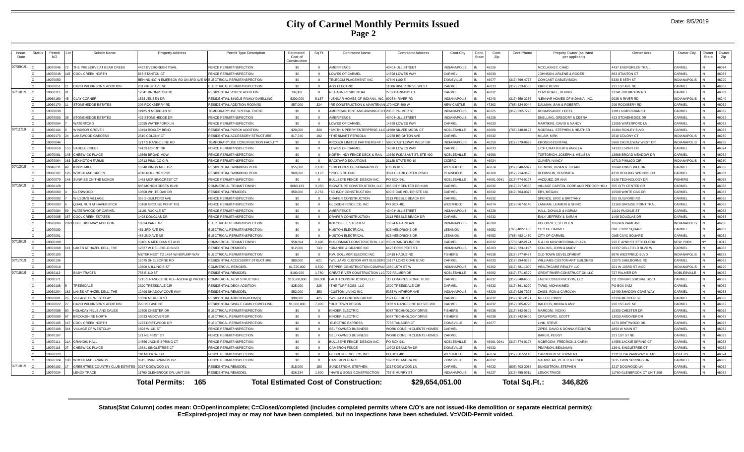# City of Carmel Monthly Permits Issued
## Page 2

Date: 8/5/2019

| Issue Date | Status | Permit NO | Lot | Subdiv Name | Property Address | Permit Type Description | Estimated Cost of Construction | Sq Ft | Contractor Name | Contractor Address | Cont.City | Cont. State | Cont. Zip | Cont.Phone | Propety Owner (as listed per applicant) | Owner Adrs | Owner City | Owner State | Owner Zip |
|---|---|---|---|---|---|---|---|---|---|---|---|---|---|---|---|---|---|---|---|
| 07/09/19... | O | 19070046 | 72 | THE PRESERVE AT BEAR CREEK | 4437 EVERGREEN TRAIL | FENCE PERMIT/INSPECTION | $0 | 0 | AMERIFENCE | 4340 HULL STREET | INDIANAPOLIS | IN | 46226 | | MCCLASKEY, CHAD | 4437 EVERGREEN TRAIL | CARMEL | IN | 46074 |
| | O | 19070048 | 115 | COOL CREEK NORTH | 863 STANTON CT | FENCE PERMIT/INSPECTION | $0 | 0 | LOWES OF CARMEL | 14598 LOWES WAY | CARMEL | IN | 46033 | | JOHNSON, ARLENE & ROGER | 863 STANTON CT | CARMEL | IN | 46033 |
| | O | 19070050 | | | BEHIND 437 N EMERSON RD ON 3RD AVE SW | ELECTRICAL PERMIT/INSPECTION | $0 | 0 | TELECOM PLACEMENT, INC | 478 N 1100 E | ZIONSVILLE | IN | 46077 | (317) 769-4777 | COMCAST CABLEVISION | 5330 E 65TH ST | INDIANAPOLIS | IN | 46220 |
| | O | 19070051 | 11 | DAVID WILKINSON'S ADDITION | 231 FIRST AVE NE | ELECTRICAL PERMIT/INSPECTION | $0 | 0 | AGS ELECTRIC | 11506 RIVER DRIVE WEST | CARMEL | IN | 46033 | (317) 213-6065 | KIRBY, KEVIN | 231 1ST AVE NE | CARMEL | IN | 46032 |
| 07/10/19 | C | 19060113 | 81 | | 12341 BROMPTON RD | RESIDENTIAL PORCH ADDITION | $6,000 | 8 | RL HAHN RESIDENTIAL | 2739 BARBANO CT | CARMEL | IN | 46032 | | COVERDALE, DENNIS | 12341 BROMPTON RD | CARMEL | IN | 46033 |
| | O | 19060160 | 45 | CLAY CORNER | 1533 JENSEN DR | RESIDENTIAL SINGLE FAMILY DWELLING | $200,000 | 5,157 | *LENNAR HOMES OF INDIANA, INC. | 9025 N RIVER RD | INDIANAPOLIS | IN | 46240 | (317) 659-3256 | *LENNAR HOMES OF INDIANA, INC. | 9025 N RIVER RD | INDIANAPOLIS | IN | 46240 |
| | O | 19060170 | 11 | STONEHEDGE ESTATES | 206 ROCKBERRY RD | RESIDENTIAL ADDITION-ROOM(S) | $57,000 | 324 | *RE CONSTRUCTION & MAINTENANCE | 170 NCR 400 W | NEW CASTLE | IN | 47362 | (765) 524-0044 | DALMAN, SAM & ROBERTA | 206 ROCKBERRY RD | CARMEL | IN | 46032 |
| | O | 19070008 | | | 11925 N MERIDIAN ST | TEMPORARY USE SPECIAL EVENT | $0 | 0 | AMERICAN TENT AND AWNING CO | 205 E PALMER ST | INDIANAPOLIS | IN | 46225 | (317) 632-7226 | RENAISSANCE HOTEL | 11911 N MERIDIAN ST | CARMEL | IN | 46032 |
| | O | 19070053 | 38 | STONEHEDGE ESTATES | 423 STONEHEDGE DR | FENCE PERMIT/INSPECTION | $0 | 0 | AMERIFENCE | 4340 HULL STREET | INDIANAPOLIS | IN | 46226 | | SNELLING, GREGORY & DEBRA | 423 STONEHEDGE DR | CARMEL | IN | 46032 |
| | O | 19070054 | 7 | WATERFORD | 12055 WATERFORD LN | FENCE PERMIT/INSPECTION | $0 | 0 | LOWES OF CARMEL | 14598 LOWES WAY | CARMEL | IN | 46033 | | MARTIKKE, DAVID & NANCY | 12055 WATERFORD LN | CARMEL | IN | 46033 |
| 07/11/19 | O | 19060104 | 6 | WINDSOR GROVE II | 10494 ROXLEY BEND | RESIDENTIAL PORCH ADDITION | $20,000 | 320 | *SMITH & PERRY ENTERPRISE, LLC | 11569 SILVER MOON CT | NOBLESVILLE | IN | 46060 | (765) 748-9197 | MODRALL, STEPHEN & HEATHER | 10494 ROXLEY BLVD | CARMEL | IN | 46033 |
| | O | 19060173 | 24 | LAKEWOOD GARDENS | 2510 COLONY CT | RESIDENTIAL ACCESSORY STRUCTURE | $17,740 | 192 | *THE SMART PERGOLA | 12958 BRIGHTON AVE | CARMEL | IN | 46032 | | MILAM, KIRK | 2510 COLONY CT | INDIANAPOLIS | IN | 46280 |
| | O | 19070044 | | | 1217 S RANGE LINE RD | TEMPORARY USE CONSTRUCTION FACILITY | $0 | 0 | KROGER LIMITED PARTNERSHIP I | 5960 CASTLEWAY WEST DR | INDIANAPOLIS | IN | 46250 | (317) 579-8699 | KROGER-CENTRAL | 5960 CASTLEWAY WEST DR | INDIANAPOLIS | IN | 46258 |
| | O | 19070058 | 155 | SADDLE CREEK | 14133 ESPRIT DR | FENCE PERMIT/INSPECTION | $0 | 0 | LOWES OF CARMEL | 14598 LOWES WAY | CARMEL | IN | 46033 | | LICHT, MATTHEW & ANGELA | 14133 ESPRIT DR | CARMEL | IN | 46074 |
| | O | 19070061 | 145 | CHESWICK PLACE | 13868 BROAD MDW | FENCE PERMIT/INSPECTION | $0 | 0 | NORTH INDY FENCE DECK & RAIL | 10330 PLEASANT ST, STE 400 | NOBLESVILLE | IN | 46060 | | TORTORICH, JOSEPH & MELISSA | 13868 BROAD MEADOW DR | CARMEL | IN | 46032 |
| | C | 19070064 | 163 | LEXINGTON FARMS | 10713 PIMLICO CIR | FENCE PERMIT/INSPECTION | $0 | 0 | BACKYARD SOLUTIONS | 21128 STATE RD 19 | CICERO | IN | 46034 | | OLIVER, NANCY | 10713 PIMLICO CIR | INDIANAPOLIS | IN | 46280 |
| 07/12/19 | O | 19040231 | 49 | KINGS MILL | 10648 KINGS MILL DR | RESIDENTIAL SWIMMING POOL | $55,000 | 2,100 | *FOX POOLS OF INDIANAPOLIS | P.O. BOX 60 | WESTFIELD | IN | 46074 | (317) 848-5077 | FLEMING, BRIAN & JILLIAN | 10648 KINGS MILL DR | CARMEL | IN | 46032 |
| | O | 19060197 | 126 | WOODLAND GREEN | 4310 ROLLING SPGS | RESIDENTIAL SWIMMING POOL | $60,000 | 1,127 | *POOLS OF FUN | 3891 CLARK CREEK ROAD | PLAINFIELD | IN | 46168 | (317) 714-3495 | ROBINSON, VERONICA | 4310 ROLLING SPRINGS DR | CARMEL | IN | 46033 |
| | O | 19070079 | 148 | SUNRISE ON THE MONON | 1463 MORNINGCREST CT | FENCE PERMIT/INSPECTION | $0 | 0 | BULLSEYE FENCE DESIGN INC. | PO BOX 941 | NOBLESVILLE | IN | 46061-0941 | (317) 774-0197 | VAZQUEZ, DR ANA | 9126 TECHNOLOGY DR | FISHERS | IN | 46038 |
| 07/15/19 | O | 19030128 | | | 885 MONON GREEN BLVD | COMMERCIAL TENANT FINISH | $660,133 | 3,050 | SIGNATURE CONSTRUCTION, LLC | 385 CITY CENTER DR #100 | CARMEL | IN | 46032 | (317) 817-0360 | VILLAGE CAPITOL CORP AND PEDCOR HOU | 355 CITY CENTER DR | CARMEL | IN | 46032 |
| | O | 19060060 | 4 | GLENWOOD | 10508 WHITE OAK DR | RESIDENTIAL REMODEL | $50,000 | 2,752 | *BC INDY CONSTRUCTION | 600 E CARMEL DR STE 160 | CARMEL | IN | 46032 | (317) 664-0375 | EBY, MEGAN | 10508 WHITE OAK DR | CARMEL | IN | 46033 |
| | C | 19070082 | 7 | WILSON'S VILLAGE | 355 S GUILFORD AVE | FENCE PERMIT/INSPECTION | $0 | 0 | DRAPER CONSTRUCTION | 2113 PEBBLE BEACH DR | CARMEL | IN | 46032 | | SPENCE, ERIC & BRITTANY | 355 GUILFORD RD | CARMEL | IN | 46032 |
| | O | 19070083 | 6 | QUAIL RUN AT HAVERSTICK | 13160 GROUSE POINT TRL | FENCE PERMIT/INSPECTION | $0 | 0 | GLIDDEN FENCE CO, INC | PO BOX 481 | WESTFIELD | IN | 46074 | (317) 867-5140 | LANHAM, LEAMON & SHINO | 13160 GROUSE POINT TRAIL | CARMEL | IN | 46033 |
| | O | 19070084 | 59 | WATERWOOD OF CARMEL | 11191 RUCKLE ST | FENCE PERMIT/INSPECTION | $0 | 0 | AMERIFENCE | 4340 HULL STREET | INDIANAPOLIS | IN | 46226 | | HALL, DONALD & NORMA | 11191 RUCKLE ST | CARMEL | IN | 46032 |
| | O | 19070085 | 157 | COOL CREEK ESTATES | 1408 DOUGLAS DR | FENCE PERMIT/INSPECTION | $0 | 0 | DRAPER CONSTRUCTION | 2113 PEBBLE BEACH DR | CARMEL | IN | 46032 | | EALY, JEFFREY & SARAH | 1408 DOUGLAS DR | CARMEL | IN | 46033 |
| | O | 19070086 | 28PT | DIXIE HIGHWAY ADDITION | 10624 PARK AVE | ELECTRICAL PERMIT/INSPECTION | $0 | 0 | KOLODZIEJ, STEPHEN | 10624 N PARK AVE | INDIANAPOLIS | IN | 46280 | | KOLODZIEJ, STEPHEN | 10624 N PARK AVE | INDIANAPOLIS | IN | 46280 |
| | O | 19070090 | | | 451 3RD AVE SW | ELECTRICAL PERMIT/INSPECTION | $0 | 0 | HUSTON ELECTRICAL | 823 HENDRICKS DR | LEBANON | IN | 46052 | (765) 482-1430 | CITY OF CARMEL | ONE CIVIC SQUARE | CARMEL | IN | 46032 |
| | O | 19070091 | | | 488 2ND AVE NE | ELECTRICAL PERMIT/INSPECTION | $0 | 0 | HUSTON ELECTRICAL | 823 HENDRICKS DR | LEBANON | IN | 46052 | (765) 482-1430 | CITY OF CARMEL | ONE CIVIC SQUARE | CARMEL | IN | 46032 |
| 07/16/19 | O | 19060199 | | | 10401 N MERIDIAN ST #110 | COMMERCIAL TENANT FINISH | $58,894 | 2,420 | BUILDSMART CONSTRUCTION, LLC | 230 N RANGELINE RD | CARMEL | IN | 46032 | (773) 842-2124 | G & I IX MJW MERIDIAN PLAZA | 220 E 42ND ST 27TH FLOOR | NEW YORK | NY | 10017 |
| | O | 19070068 | 113 | LAKES AT HAZEL DELL, THE | 12337 W DELLFIELD BLVD | RESIDENTIAL REMODEL | $12,000 | 743 | *GRANDE & GRANDE INC | 6125 PROSPECT ST. | INDIANAPOLIS | IN | 46203 | (317) 523-1117 | COLLINS, JOHN & MARY | 12337 DELLFIELD BLVD W | CARMEL | IN | 46033 |
| | O | 19070100 | | | METER NEXT TO 1464 WINDPUMP WAY | ELECTRICAL PERMIT/INSPECTION | $0 | 0 | P.W. GOLLMER ELECRIC INC. | 10418 HAGUE RD | FISHERS | IN | 46038 | (317) 577-8487 | OLD TOWN DEVELOPMENT | 9876 WESTFIELD BLVD | INDIANAPOLIS | IN | 46283 |
| 07/17/19 | O | 19060136 | | | 12075 SHELBORNE RD | RESIDENTIAL ACCESSORY STRUCTURE | $80,000 | 621 | *WILLIAMS CUSTOM ART BUILDERS | 15157 LONG COVE BLVD | CARMEL | IN | 46033 | (317) 294-0332 | WILLIAMS CUSTOM ART BUILDERS | 12075 SHELBORNE RD | CARMEL | IN | 46032 |
| | O | 19070019 | | | 10300 N ILLINOIS ST | COMMERCIAL REMODEL | $1,720,000 | 3,500 | PEPPER CONSTRUCTION COMPANY | 1850 15TH ST W | INDIANAPOLIS | IN | 46202 | (317) 681-1000 | HEALTHCARE REALTY LLC | 201 W 103RD ST #400 | INDIANAPOLIS | IN | 46290 |
| 07/18/19 | O | 19030113 | | BABY TRACTS | 755 E 110 ST | RESIDENTIAL REMODEL | $100,000 | 1,780 | GREAT RIVER CONSTRUCTION LLC | 727 PALMER DR | NOBLESVILLE | IN | 46062 | (317) 371-6399 | GREAT RIVER CONSTRUCTION LLC | 727 PALMER DR | NOBLESVILLE | IN | 46062 |
| | O | 19030171 | | | 1215 S RANGELINE RD - AGORA @ PROSCENIUM | COMMERCIAL NEW STRUCTURE | $10,500,000 | 100,000 | LAUTH CONSTRUCTION, LLC | 111 CONGRESSIONAL BLVD | CARMEL | IN | 46032 | (317) 848-6500 | LAUTH CONSTRUCTION, LLC | 111 CONGRESSIONAL BLVD | CARMEL | IN | 46032 |
| | O | 19060108 | 5 | TREESDALE | 2390 TREESDALE CIR | RESIDENTIAL DECK ADDITION | $25,000 | 325 | *THE TURF BOSS, LLC | 2390 TREESDALE CIR | CARMEL | IN | 46032 | (317) 361-8200 | TARIQ, MOHAMMED | PO BOX 3422 | CARMEL | IN | 46082 |
| | O | 19060204 | 182 | LAKES AT HAZEL DELL, THE | 12499 SHADOW COVE WAY | RESIDENTIAL REMODEL | $52,000 | 350 | *CUSTOM LIVING INC | 5335 WINTHROP AVE | INDIANAPOLIS | IN | 46220 | (317) 626-7393 | ZHISS, RON & CAROLYN | 12499 SHADOW COVE WAY | CARMEL | IN | 46033 |
| | O | 19070001 | 26 | VILLAGE OF WESTCLAY | 13336 MERCER ST | RESIDENTIAL ADDITION-ROOM(S) | $90,000 | 425 | *WILLIAM GORDON GROUP | 2371 GLEBE ST | CARMEL | IN | 46032 | (317) 361-3191 | MILLER, CINDY | 13336 MERCER ST | CARMEL | IN | 46032 |
| | O | 19070022 | 27 | DAVID WILKINSON'S ADDITION | 220 1ST AVE NE | RESIDENTIAL SINGLE FAMILY DWELLING | $1,000,000 | 7,900 | *OLD TOWN DESIGN | 1132 S RANGELINE RD STE 200 | CARMEL | IN | 46032 | (317) 605-8796 | BALCIUS, MINDA & AMY | 220 1ST AVE NE | CARMEL | IN | 46032 |
| | O | 19070088 | 80 | HOLADAY HILLS AND DALES | 10300 CHESTER DR | ELECTRICAL PERMIT/INSPECTION | $0 | 0 | KINDER ELECTRIC | 9087 TECHNOLOGY DRIVE | FISHERS | IN | 46038 | (317) 842-0809 | MARCONI, VICKKI | 10300 CHESTER DR | CARMEL | IN | 46032 |
| | O | 19070089 | 67 | BROOKSHIRE NORTH | 13033 ANDOVER DR | ELECTRICAL PERMIT/INSPECTION | $0 | 0 | KINDER ELECTRIC | 9087 TECHNOLOGY DRIVE | FISHERS | IN | 46038 | (317) 842-0809 | CRAWFORD, SCOTT | 13033 ANDOVER DR | CARMEL | IN | 46033 |
| | O | 19070105 | 147 | COOL CREEK NORTH | 1273 DRIFTWOOD DR | ELECTRICAL PERMIT/INSPECTION | $0 | 0 | ELECTRIC EXPRESS | 7733 TANAGER CT | ZIONSVILLE | IN | 46077 | | LINK, STEVE | 1273 DRIFTWOOD DR | CARMEL | IN | 46033 |
| | O | 19070106 | 344 | VILLAGE OF WESTCLAY | 1893 W 131 ST | FENCE PERMIT/INSPECTION | $0 | 0 | SELF OWNED BUSINESS | WORK DONE IN CLIENTS HOMES | CARMEL | | | | ZIPES, DAVID & DONNA RECKERD | 1893 W MAIN ST | CARMEL | IN | 46032 |
| | O | 19070107 | | | 121 NE FIRST ST | FENCE PERMIT/INSPECTION | $0 | 0 | SELF OWNED BUSINESS | WORK DONE IN CLIENTS HOMES | CARMEL | | | | BAKER, PEGGY | 121 1ST ST NE | CARMEL | IN | 46032 |
| | O | 19070111 | 11A | GRANDIN HALL | 14556 JACKIE SPRING CT | FENCE PERMIT/INSPECTION | $0 | 0 | BULLSEYE FENCE DESIGN INC. | PO BOX 941 | NOBLESVILLE | IN | 46061-0941 | (317) 774-0197 | MCBROOM, FREDRICK & CARIN | 14556 JACKIE SPRING CT | CARMEL | IN | 46033 |
| | O | 19070115 | 27 | CHESWICK PLACE | 13641 SINGLETREE CT | FENCE PERMIT/INSPECTION | $0 | 0 | CAMERON FENCE | 10702 DEANDRA DR | ZIONSVILLE | IN | 46032 | | PEARSON, BENJAMIN | 13641 SINGLETREE CT | CARMEL | IN | 46032 |
| | O | 19070120 | | | 118 MEDICAL DR | FENCE PERMIT/INSPECTION | $0 | 0 | GLIDDEN FENCE CO, INC | PO BOX 481 | WESTFIELD | IN | 46074 | (317) 867-5140 | CARDON DEVELOPMENT | 11313 USA PARKWAY #E148 | FISHERS | IN | 46074 |
| | O | 19070124 | 188 | WOODLAND SPRINGS | 3615 TWIN SPRINGS DR | FENCE PERMIT/INSPECTION | $0 | 0 | CAMERON FENCE | 10702 DEANDRA DR | ZIONSVILLE | IN | 46032 | | GAUDREAU, PETER & LESLIE | 3615 TWIN SPRINGS DR | CARMELl | IN | 46033 |
| 07/19/19 | O | 19060192 | 17 | GREENTREE COUNTRY CLUB ESTATES | 3217 DOGWOOD LN | RESIDENTIAL REMODEL | $15,000 | 150 | SUNDSTROM, STEPHEN | 3217 DOGWOOD LN | CARMEL | IN | 46032 | (805) 703-3088 | SUNDSTROM, STEPHEN | 3217 DOGWOOD LN | CARMEL | IN | 46032 |
| | O | 19070034 | | LENOX TRACE | 11760 GLENBROOK DR, UNIT 208 | RESIDENTIAL REMODEL | $26,334 | 1,500 | *HAYS & SONS CONSTRUCTION | 757 E MURRY ST | INDIANAPOLIS | IN | 46227 | (317) 788-0911 | LENOX TRACE | 11760 GLENBROOK CT UNIT 208 | CARMEL | IN | 46032 |

**Total Permits: 165** **Total Estimated Cost of Construction: $29,654,051.00** **Total Sq.Ft.: 346,826**

**Status(Stat Column) codes mean: O=Open/incomplete; C=Closed/completed (includes completed permits where C/O's are not issued-like demolition or separate electrical permits); E=Expired-project may or may not have been completed, but no inspections have been scheduled. V=VOID-Permit voided.**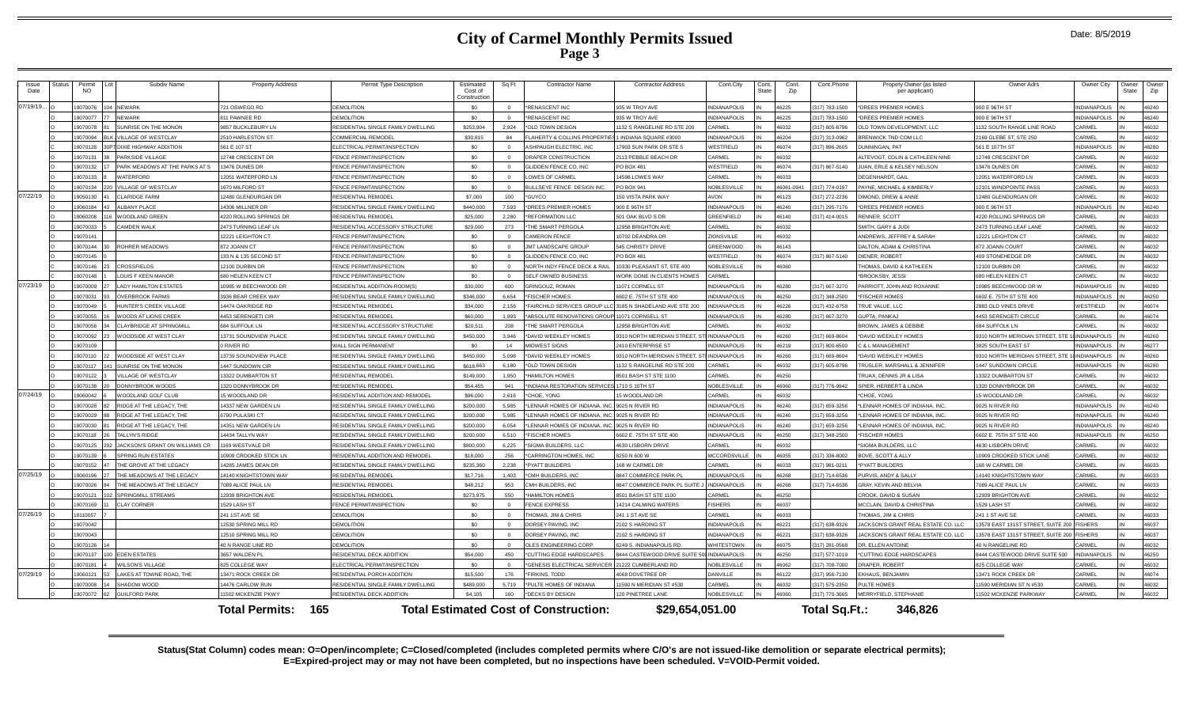# City of Carmel Monthly Permits Issued
## Page 3

Date: 8/5/2019

| Issue Date | Status | Permit NO | Lot | Subdiv Name | Property Address | Permit Type Description | Estimated Cost of Construction | Sq Ft | Contractor Name | Contractor Address | Cont.City | Cont. State | Cont. Zip | Cont.Phone | Propety Owner (as listed per applicant) | Owner Adrs | Owner City | Owner State | Owner Zip |
|---|---|---|---|---|---|---|---|---|---|---|---|---|---|---|---|---|---|---|---|
| 07/19/19... | O | 19070076 | 104 | NEWARK | 721 OSWEGO RD | DEMOLITION | $0 | 0 | *RENASCENT INC | 935 W TROY AVE | INDIANAPOLIS | IN | 46225 | (317) 783-1500 | *DREES PREMIER HOMES | 900 E 96TH ST | INDIANAPOLIS | IN | 46240 |
| | O | 19070077 | 77 | NEWARK | 811 PAWNEE RD | DEMOLITION | $0 | 0 | *RENASCENT INC | 935 W TROY AVE | INDIANAPOLIS | IN | 46225 | (317) 783-1500 | *DREES PREMIER HOMES | 900 E 96TH ST | INDIANAPOLIS | IN | 46240 |
| | O | 19070078 | 81 | SUNRISE ON THE MONON | 9857 BUCKLEBURY LN | RESIDENTIAL SINGLE FAMILY DWELLING | $253,904 | 2,924 | *OLD TOWN DESIGN | 1132 S RANGELINE RD STE 200 | CARMEL | IN | 46032 | (317) 605-8796 | OLD TOWN DEVELOPMENT, LLC | 1132 SOUTH RANGE LINE ROAD | CARMEL | IN | 46032 |
| | O | 19070094 | BLK | VILLAGE OF WESTCLAY | 2510 HARLESTON ST. | COMMERCIAL REMODEL | $30,815 | 84 | FLAHERTY & COLLINS PROPERTIES | 1 INDIANA SQUARE #3000 | INDIANAPOLIS | IN | 46204 | (317) 313-0962 | BRENWICK TND COM LLC | 2169 GLEBE ST, STE 250 | CARMEL | IN | 46032 |
| | C | 19070128 | 30PT | DIXIE HIGHWAY ADDITION | 561 E 107 ST | ELECTRICAL PERMIT/INSPECTION | $0 | 0 | ASHPAUGH ELECTRIC, INC | 17903 SUN PARK DR STE 5 | WESTFIELD | IN | 46074 | (317) 896-2605 | DUNNINGAN, PAT | 561 E 107TH ST | INDIANAPOLIS | IN | 46280 |
| | O | 19070131 | 38 | PARKSIDE VILLAGE | 12748 CRESCENT DR | FENCE PERMIT/INSPECTION | $0 | 0 | DRAPER CONSTRUCTION | 2113 PEBBLE BEACH DR | CARMEL | IN | 46032 | | ALTEVOGT, COLIN & CATHLEEN NINE | 12748 CRESCENT DR | CARMEL | IN | 46032 |
| | O | 19070132 | 17 | PARK MEADOWS AT THE PARKS AT S | 13476 DUNES DR | FENCE PERMIT/INSPECTION | $0 | 0 | GLIDDEN FENCE CO, INC | PO BOX 481 | WESTFIELD | IN | 46074 | (317) 867-5140 | JUAN, ERLE & KELSEY NELSON | 13476 DUNES DR | CARMEL | IN | 46032 |
| | O | 19070133 | 8 | WATERFORD | 12051 WATERFORD LN | FENCE PERMIT/INSPECTION | $0 | 0 | LOWES OF CARMEL | 14598 LOWES WAY | CARMEL | IN | 46033 | | DEGENHARDT, GAIL | 12051 WATERFORD LN | CARMEL | IN | 46033 |
| | O | 19070134 | 220 | VILLAGE OF WESTCLAY | 1670 MILFORD ST | FENCE PERMIT/INSPECTION | $0 | 0 | BULLSEYE FENCE DESIGN INC. | PO BOX 941 | NOBLESVILLE | IN | 46061-0941 | (317) 774-0197 | PAYNE, MICHAEL & KIMBERLY | 12101 WINDPOINTE PASS | CARMEL | IN | 46033 |
| 07/22/19 | O | 19050130 | 41 | CLARIDGE FARM | 12480 GLENDURGAN DR | RESIDENTIAL REMODEL | $7,000 | 100 | *GUYCO | 150 VISTA PARK WAY | AVON | IN | 46123 | (317) 272-2236 | DIMOND, DREW & ANNE | 12480 GLENDURGAN DR | CARMEL | IN | 46032 |
| | O | 19060184 | 43 | ALBANY PLACE | 14306 MILLNER DR | RESIDENTIAL SINGLE FAMILY DWELLING | $440,000 | 7,593 | *DREES PREMIER HOMES | 900 E 96TH ST | INDIANAPOLIS | IN | 46240 | (317) 295-7176 | *DREES PREMIER HOMES | 900 E 96TH ST | INDIANAPOLIS | IN | 46240 |
| | O | 19060208 | 116 | WOODLAND GREEN | 4220 ROLLING SPRINGS DR | RESIDENTIAL REMODEL | $25,000 | 2,280 | *REFORMATION LLC | 501 OAK BLVD S DR | GREENFIELD | IN | 46140 | (317) 414-0015 | RENNER, SCOTT | 4220 ROLLING SPRINGS DR | CARMEL | IN | 46033 |
| | O | 19070033 | 5 | CAMDEN WALK | 2473 TURNING LEAF LN | RESIDENTIAL ACCESSORY STRUCTURE | $29,000 | 273 | *THE SMART PERGOLA | 12958 BRIGHTON AVE | CARMEL | IN | 46032 | | SMITH, GARY & JUDI | 2473 TURNING LEAF LANE | CARMEL | IN | 46032 |
| | O | 19070141 | | | 12221 LEIGHTON CT | FENCE PERMIT/INSPECTION | $0 | 0 | CAMERON FENCE | 10702 DEANDRA DR | ZIONSVILLE | IN | 46032 | | ANDREWS, JEFFREY & SARAH | 12221 LEIGHTON CT | CARMEL | IN | 46032 |
| | O | 19070144 | 30 | ROHRER MEADOWS | 872 JOANN CT | FENCE PERMIT/INSPECTION | $0 | 0 | JMT LANDSCAPE GROUP | 545 CHRISTY DRIVE | GREENWOOD | IN | 46143 | | DALTON, ADAM & CHRISTINA | 872 JOANN COURT | CARMEL | IN | 46032 |
| | O | 19070145 | 0 | | 133 N & 135 SECOND ST | FENCE PERMIT/INSPECTION | $0 | 0 | GLIDDEN FENCE CO, INC | PO BOX 481 | WESTFIELD | IN | 46074 | (317) 867-5140 | DIENER, ROBERT | 409 STONEHEDGE DR | CARMEL | IN | 46032 |
| | C | 19070146 | 23 | CROSSFIELDS | 12100 DURBIN DR | FENCE PERMIT/INSPECTION | $0 | 0 | NORTH INDY FENCE DECK & RAIL | 10330 PLEASANT ST, STE 400 | NOBLESVILLE | IN | 46060 | | THOMAS, DAVID & KATHLEEN | 12100 DURBIN DR | CARMEL | IN | 46032 |
| | C | 19070148 | 1 | LOUIS F KEEN MANOR | 680 HELEN KEEN CT | FENCE PERMIT/INSPECTION | $0 | 0 | SELF OWNED BUSINESS | WORK DONE IN CLIENTS HOMES | CARMEL | | | | *BROOKSBY, JESSI | 680 HELEN KEEN CT | CARMEL | IN | 46032 |
| 07/23/19 | O | 19070009 | 27 | LADY HAMILTON ESTATES | 10985 W BEECHWOOD DR | RESIDENTIAL ADDITION-ROOM(S) | $30,000 | 600 | GRINGOUZ, ROMAN | 11071 CORNELL ST | INDIANAPOLIS | IN | 46280 | (317) 667-3270 | PARRIOTT, JOHN AND ROXANNE | 10985 BEECHWOOD DR W | INDIANAPOLIS | IN | 46280 |
| | O | 19070031 | 93 | OVERBROOK FARMS | 3936 BEAR CREEK WAY | RESIDENTIAL SINGLE FAMILY DWELLING | $346,000 | 6,654 | *FISCHER HOMES | 6602 E. 75TH ST STE 400 | INDIANAPOLIS | IN | 46250 | (317) 348-2500 | *FISCHER HOMES | 6602 E. 75TH ST STE 400 | INDIANAPOLIS | IN | 46250 |
| | O | 19070049 | 5 | HUNTER'S CREEK VILLAGE | 14474 OAKRIDGE RD | RESIDENTIAL REMODEL | $34,000 | 2,156 | *FAIRCHILD SERVICES GROUP LLC | 3185 N SHADELAND AVE STE 200 | INDIANAPOLIS | IN | 46226 | (317) 432-6758 | TRUE VALUE, LLC | 2883 OLD VINES DRIVE | WESTFIELD | IN | 46074 |
| | O | 19070055 | 16 | WOODS AT LIONS CREEK | 4453 SERENGETI CIR | RESIDENTIAL REMODEL | $60,000 | 1,993 | *ABSOLUTE RENOVATIONS GROUP | 11071 CORNELL ST | INDIANAPOLIS | IN | 46280 | (317) 667-3270 | GUPTA, PANKAJ | 4453 SERENGETI CIRCLE | CARMEL | IN | 46074 |
| | O | 19070056 | 34 | CLAYBRIDGE AT SPRINGMILL | 684 SUFFOLK LN | RESIDENTIAL ACCESSORY STRUCTURE | $20,511 | 208 | *THE SMART PERGOLA | 12958 BRIGHTON AVE | CARMEL | IN | 46032 | | BROWN, JAMES & DEBBIE | 684 SUFFOLK LN | CARMEL | IN | 46032 |
| | O | 19070092 | 23 | WOODSIDE AT WEST CLAY | 13731 SOUNDVIEW PLACE | RESIDENTIAL SINGLE FAMILY DWELLING | $450,000 | 3,946 | *DAVID WEEKLEY HOMES | 9310 NORTH MERIDIAN STREET, STE | INDIANAPOLIS | IN | 46260 | (317) 669-8604 | *DAVID WEEKLEY HOMES | 9310 NORTH MERIDIAN STREET, STE 1 | INDIANAPOLIS | IN | 46260 |
| | O | 19070109 | | | 0 RIVER RD | WALL SIGN PERMANENT | $0 | 14 | MIDWEST SIGNS | 2410 ENTERPRISE ST | INDIANAPOLIS | IN | 46219 | (317) 800-6500 | C & L MANAGEMENT | 3825 SOUTH EAST ST | INDIANAPOLIS | IN | 46277 |
| | O | 19070110 | 22 | WOODSIDE AT WEST CLAY | 13739 SOUNDVIEW PLACE | RESIDENTIAL SINGLE FAMILY DWELLING | $450,000 | 5,098 | *DAVID WEEKLEY HOMES | 9310 NORTH MERIDIAN STREET, STE | INDIANAPOLIS | IN | 46260 | (317) 669-8604 | *DAVID WEEKLEY HOMES | 9310 NORTH MERIDIAN STREET, STE 1 | INDIANAPOLIS | IN | 46260 |
| | O | 19070117 | 141 | SUNRISE ON THE MONON | 1447 SUNDOWN CIR | RESIDENTIAL SINGLE FAMILY DWELLING | $618,663 | 6,180 | *OLD TOWN DESIGN | 1132 S RANGELINE RD STE 200 | CARMEL | IN | 46032 | (317) 605-8796 | TRUSLER, MARSHALL & JENNIFER | 1447 SUNDOWN CIRCLE | INDIANAPOLIS | IN | 46280 |
| | O | 19070122 | 3 | VILLAGE OF WESTCLAY | 13322 DUMBARTON ST | RESIDENTIAL REMODEL | $149,000 | 1,950 | *HAMILTON HOMES | 8501 BASH ST STE 1100 | INDIANAPOLIS | IN | 46250 | | TRUAX, DENNIS JR & LISA | 13322 DUMBARTON ST | CARMEL | IN | 46032 |
| | O | 19070138 | 20 | DONNYBROOK WOODS | 1320 DONNYBROOK DR | RESIDENTIAL REMODEL | $54,455 | 941 | *INDIANA RESTORATION SERVICES | 1710 S 10TH ST | NOBLESVILLE | IN | 46060 | (317) 776-9942 | SPIER, HERBERT & LINDA | 1320 DONNYBROOK DR | CARMEL | IN | 46032 |
| 07/24/19 | O | 19060042 | | WOODLAND GOLF CLUB | 15 WOODLAND DR | RESIDENTIAL ADDITION AND REMODEL | $96,000 | 2,616 | *CHOE, YONG | 15 WOODLAND DR | CARMEL | IN | 46032 | | *CHOE, YONG | 15 WOODLAND DR | CARMEL | IN | 46032 |
| | O | 19070028 | 82 | RIDGE AT THE LEGACY, THE | 14337 NEW GARDEN LN | RESIDENTIAL SINGLE FAMILY DWELLING | $200,000 | 5,985 | *LENNAR HOMES OF INDIANA, INC | 9025 N RIVER RD | INDIANAPOLIS | IN | 46240 | (317) 659-3256 | *LENNAR HOMES OF INDIANA, INC. | 9025 N RIVER RD | INDIANAPOLIS | IN | 46240 |
| | O | 19070029 | 88 | RIDGE AT THE LEGACY, THE | 6790 PULASKI CT | RESIDENTIAL SINGLE FAMILY DWELLING | $200,000 | 5,985 | *LENNAR HOMES OF INDIANA, INC | 9025 N RIVER RD | INDIANAPOLIS | IN | 46240 | (317) 659-3256 | *LENNAR HOMES OF INDIANA, INC. | 9025 N RIVER RD | INDIANAPOLIS | IN | 46240 |
| | O | 19070030 | 81 | RIDGE AT THE LEGACY, THE | 14351 NEW GARDEN LN | RESIDENTIAL SINGLE FAMILY DWELLING | $200,000 | 6,054 | *LENNAR HOMES OF INDIANA, INC | 9025 N RIVER RD | INDIANAPOLIS | IN | 46240 | (317) 659-3256 | *LENNAR HOMES OF INDIANA, INC. | 9025 N RIVER RD | INDIANAPOLIS | IN | 46240 |
| | O | 19070118 | 26 | TALLYN'S RIDGE | 14434 TALLYN WAY | RESIDENTIAL SINGLE FAMILY DWELLING | $200,000 | 6,510 | *FISCHER HOMES | 6602 E. 75TH ST STE 400 | INDIANAPOLIS | IN | 46250 | (317) 348-2500 | *FISCHER HOMES | 6602 E. 75TH ST STE 400 | INDIANAPOLIS | IN | 46250 |
| | O | 19070125 | 292 | JACKSON'S GRANT ON WILLIAMS CR | 1169 WESTVALE DR | RESIDENTIAL SINGLE FAMILY DWELLING | $800,000 | 6,225 | *SIGMA BUILDERS, LLC | 4630 LISBORN DRIVE | CARMEL | IN | 46032 | | *SIGMA BUILDERS, LLC | 4630 LISBORN DRIVE | CARMEL | IN | 46032 |
| | O | 19070139 | 6 | SPRING RUN ESTATES | 10909 CROOKED STICK LN | RESIDENTIAL ADDITION AND REMODEL | $18,000 | 256 | *CARRINGTON HOMES, INC | 8250 N 600 W | MCCORDSVILLE | IN | 46055 | (317) 336-8002 | BOVE, SCOTT & ALLY | 10909 CROOKED STICK LANE | CARMEL | IN | 46032 |
| | O | 19070152 | 47 | THE GROVE AT THE LEGACY | 14285 JAMES DEAN DR | RESIDENTIAL SINGLE FAMILY DWELLING | $235,360 | 2,238 | *PYATT BUILDERS | 168 W CARMEL DR | CARMEL | IN | 46033 | (317) 981-0211 | *PYATT BUILDERS | 168 W CARMEL DR | CARMEL | IN | 46033 |
| 07/25/19 | O | 19060196 | 27 | THE MEADOWS AT THE LEGACY | 14140 KNIGHTSTOWN WAY | RESIDENTIAL REMODEL | $17,716 | 1,403 | *CMH BUILDERS, INC | 8847 COMMERCE PARK PL | INDIANAPOLIS | IN | 46268 | (317) 714-6536 | PURVIS, ANDY & SALLY | 14140 KNIGHTSTOWN WAY | CARMEL | IN | 46033 |
| | O | 19070026 | 84 | THE MEADOWS AT THE LEGACY | 7089 ALICE PAUL LN | RESIDENTIAL REMODEL | $48,212 | 953 | CMH BUILDERS, INC | 8847 COMMERCE PARK PL SUITE J | INDIANAPOLIS | IN | 46268 | (317) 714-6536 | GRAY, KEVIN AND BELVIA | 7089 ALICE PAUL LN | CARMEL | IN | 46033 |
| | O | 19070121 | 102 | SPRINGMILL STREAMS | 12939 BRIGHTON AVE | RESIDENTIAL REMODEL | $273,975 | 550 | *HAMILTON HOMES | 8501 BASH ST STE 1100 | INDIANAPOLIS | IN | 46250 | | CROOK, DAVID & SUSAN | 12939 BRIGHTON AVE | CARMEL | IN | 46032 |
| | O | 19070169 | 11 | CLAY CORNER | 1529 LASH ST | FENCE PERMIT/INSPECTION | $0 | 0 | FENCE EXPRESS | 14214 CALMING WATERS | FISHERS | IN | 46037 | | MCCLAIN, DAVID & CHRISTINA | 1529 LASH ST | CARMEL | IN | 46032 |
| 07/26/19 | O | 18110057 | 7 | | 241 1ST AVE SE | DEMOLITION | $0 | 0 | THOMAS, JIM & CHRIS | 241 1 ST AVE SE | CARMEL | IN | 46033 | | THOMAS, JIM & CHRIS | 241 1 ST AVE SE | CARMEL | IN | 46033 |
| | O | 19070042 | | | 12530 SPRING MILL RD | DEMOLITION | $0 | 0 | DORSEY PAVING, INC | 2102 S HARDING ST | INDIANAPOLIS | IN | 46221 | (317) 638-9326 | JACKSON'S GRANT REAL ESTATE CO. LLC | 13578 EAST 131ST STREET, SUITE 200 | FISHERS | IN | 46037 |
| | O | 19070043 | | | 12510 SPRING MILL RD | DEMOLITION | $0 | 0 | DORSEY PAVING, INC | 2102 S HARDING ST | INDIANAPOLIS | IN | 46221 | (317) 638-9326 | JACKSON'S GRANT REAL ESTATE CO. LLC | 13578 EAST 131ST STREET, SUITE 200 | FISHERS | IN | 46037 |
| | O | 19070126 | 14 | | 40 N RANGE LINE RD | DEMOLITION | $0 | 0 | OLES ENGINEERING CORP. | 6249 S. INDIANAPOLIS RD. | WHITESTOWN | IN | 46075 | (317) 281-0568 | DR. ELLEN ANTOINE | 40 N RANGELINE RD | CARMEL | IN | 46032 |
| | O | 19070137 | 100 | EDEN ESTATES | 3657 WALDEN PL | RESIDENTIAL DECK ADDITION | $54,000 | 450 | *CUTTING EDGE HARDSCAPES | 8444 CASTEWOOD DRIVE SUITE 500 | INDIANAPOLIS | IN | 46250 | (317) 577-1019 | *CUTTING EDGE HARDSCAPES | 8444 CASTEWOOD DRIVE SUITE 500 | INDIANAPOLIS | IN | 46250 |
| | O | 19070181 | 4 | WILSON'S VILLAGE | 825 COLLEGE WAY | ELECTRICAL PERMIT/INSPECTION | $0 | 0 | *GENESIS ELECTRICAL SERVICES | 21222 CUMBERLAND RD | NOBLESVILLE | IN | 46062 | (317) 708-7000 | DRAPER, ROBERT | 825 COLLEGE WAY | CARMEL | IN | 46032 |
| 07/29/19 | O | 19060121 | 53 | LAKES AT TOWNE ROAD, THE | 13471 ROCK CREEK DR | RESIDENTIAL PORCH ADDITION | $15,500 | 176 | *FIRKINS, TODD | 4068 DOVETREE DR | DANVILLE | IN | 46122 | (317) 956-7130 | EKHAUS, BENJAMIN | 13471 ROCK CREEK DR | CARMEL | IN | 46074 |
| | O | 19070008 | 14 | SHADOW WOOD | 14476 CARLOW RUN | RESIDENTIAL SINGLE FAMILY DWELLING | $489,000 | 5,719 | *PULTE HOMES OF INDIANA | 11590 N MERIDIAN ST #530 | CARMEL | IN | 46032 | (317) 575-2350 | PULTE HOMES | 11590 MERIDIAN ST N #530 | CARMEL | IN | 46032 |
| | O | 19070072 | 62 | GUILFORD PARK | 11502 MCKENZIE PKWY | RESIDENTIAL DECK ADDITION | $4,105 | 160 | *DECKS BY DESIGN | 120 PINETREE LANE | NOBLESVILLE | IN | 46060 | (317) 770-3665 | MERRYFIELD, STEPHANIE | 11502 MCKENZIE PARKWAY | CARMEL | IN | 46032 |

**Total Permits: 165** **Total Estimated Cost of Construction: $29,654,051.00** **Total Sq.Ft.: 346,826**

**Status(Stat Column) codes mean: O=Open/incomplete; C=Closed/completed (includes completed permits where C/O's are not issued-like demolition or separate electrical permits); E=Expired-project may or may not have been completed, but no inspections have been scheduled. V=VOID-Permit voided.**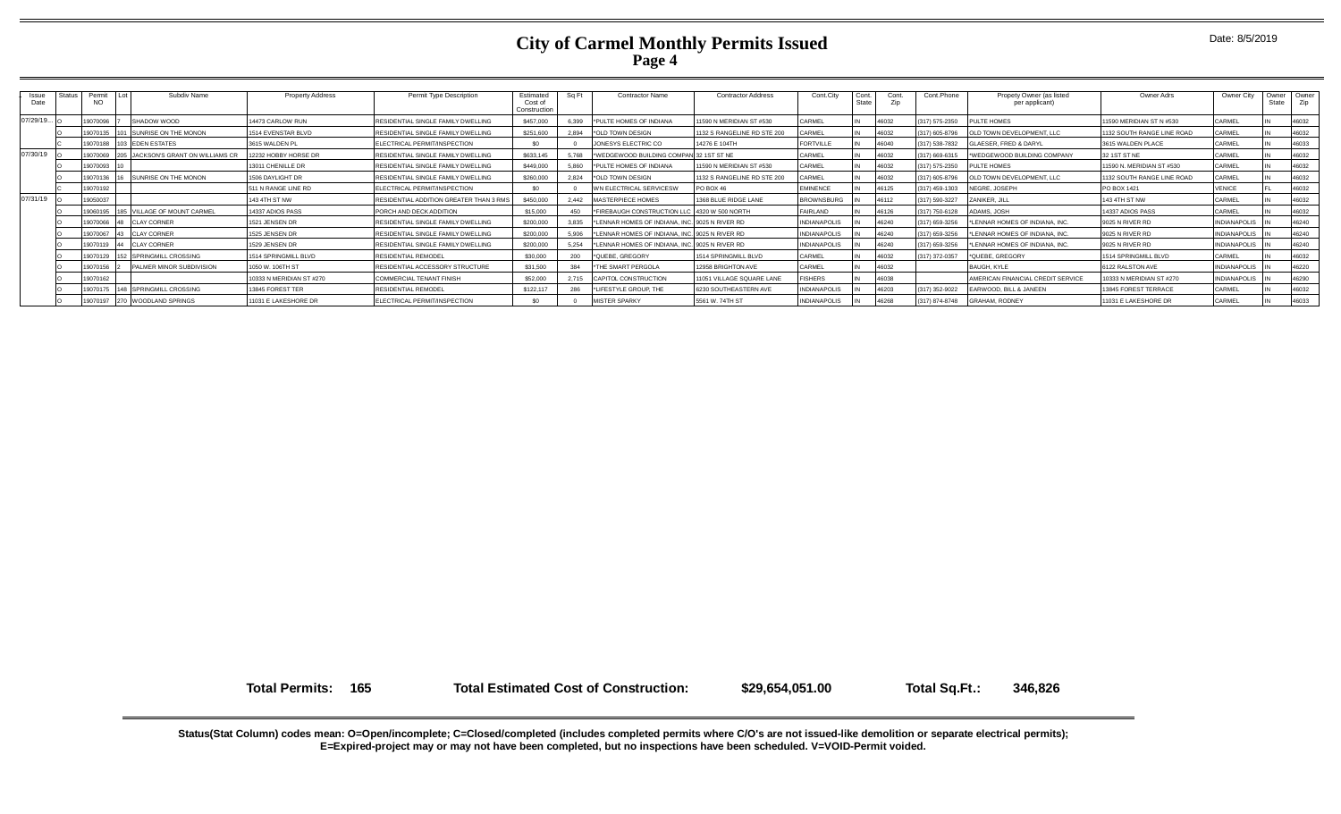# City of Carmel Monthly Permits Issued

**Page 4**

Date: 8/5/2019

| Issue Date | Status | Permit NO | Lot | Subdiv Name | Property Address | Permit Type Description | Estimated Cost of Construction | Sq Ft | Contractor Name | Contractor Address | Cont.City | Cont. State | Cont. Zip | Cont.Phone | Propety Owner (as listed per applicant) | Owner Adrs | Owner City | Owner State | Owner Zip |
|---|---|---|---|---|---|---|---|---|---|---|---|---|---|---|---|---|---|---|---|
| 07/29/19... | O | 19070096 | 7 | SHADOW WOOD | 14473 CARLOW RUN | RESIDENTIAL SINGLE FAMILY DWELLING | $457,000 | 6,399 | *PULTE HOMES OF INDIANA | 11590 N MERIDIAN ST #530 | CARMEL | IN | 46032 | (317) 575-2350 | PULTE HOMES | 11590 MERIDIAN ST N #530 | CARMEL | IN | 46032 |
| | O | 19070135 | 101 | SUNRISE ON THE MONON | 1514 EVENSTAR BLVD | RESIDENTIAL SINGLE FAMILY DWELLING | $251,600 | 2,894 | *OLD TOWN DESIGN | 1132 S RANGELINE RD STE 200 | CARMEL | IN | 46032 | (317) 605-8796 | OLD TOWN DEVELOPMENT, LLC | 1132 SOUTH RANGE LINE ROAD | CARMEL | IN | 46032 |
| | C | 19070188 | 103 | EDEN ESTATES | 3615 WALDEN PL | ELECTRICAL PERMIT/INSPECTION | $0 | 0 | JONESYS ELECTRIC CO | 14276 E 104TH | FORTVILLE | IN | 46040 | (317) 538-7832 | GLAESER, FRED & DARYL | 3615 WALDEN PLACE | CARMEL | IN | 46033 |
| 07/30/19 | O | 19070069 | 205 | JACKSON'S GRANT ON WILLIAMS CR | 12232 HOBBY HORSE DR | RESIDENTIAL SINGLE FAMILY DWELLING | $633,145 | 5,768 | *WEDGEWOOD BUILDING COMPANY | 32 1ST ST NE | CARMEL | IN | 46032 | (317) 669-6315 | *WEDGEWOOD BUILDING COMPANY | 32 1ST ST NE | CARMEL | IN | 46032 |
| | O | 19070093 | 10 | | 13011 CHENILLE DR | RESIDENTIAL SINGLE FAMILY DWELLING | $449,000 | 5,860 | *PULTE HOMES OF INDIANA | 11590 N MERIDIAN ST #530 | CARMEL | IN | 46032 | (317) 575-2350 | PULTE HOMES | 11590 N. MERIDIAN ST #530 | CARMEL | IN | 46032 |
| | O | 19070136 | 16 | SUNRISE ON THE MONON | 1506 DAYLIGHT DR | RESIDENTIAL SINGLE FAMILY DWELLING | $260,000 | 2,824 | *OLD TOWN DESIGN | 1132 S RANGELINE RD STE 200 | CARMEL | IN | 46032 | (317) 605-8796 | OLD TOWN DEVELOPMENT, LLC | 1132 SOUTH RANGE LINE ROAD | CARMEL | IN | 46032 |
| | C | 19070192 | | | 511 N RANGE LINE RD | ELECTRICAL PERMIT/INSPECTION | $0 | 0 | WN ELECTRICAL SERVICESW | PO BOX 46 | EMINENCE | IN | 46125 | (317) 459-1303 | NEGRE, JOSEPH | PO BOX 1421 | VENICE | FL | 46032 |
| 07/31/19 | O | 19050037 | | | 143 4TH ST NW | RESIDENTIAL ADDITION GREATER THAN 3 RMS | $450,000 | 2,442 | MASTERPIECE HOMES | 1368 BLUE RIDGE LANE | BROWNSBURG | IN | 46112 | (317) 590-3227 | ZANIKER, JILL | 143 4TH ST NW | CARMEL | IN | 46032 |
| | O | 19060195 | 185 | VILLAGE OF MOUNT CARMEL | 14337 ADIOS PASS | PORCH AND DECK ADDITION | $15,000 | 450 | *FIREBAUGH CONSTRUCTION LLC | 4320 W 500 NORTH | FAIRLAND | IN | 46126 | (317) 750-6128 | ADAMS, JOSH | 14337 ADIOS PASS | CARMEL | IN | 46032 |
| | O | 19070066 | 48 | CLAY CORNER | 1521 JENSEN DR | RESIDENTIAL SINGLE FAMILY DWELLING | $200,000 | 3,835 | *LENNAR HOMES OF INDIANA, INC. | 9025 N RIVER RD | INDIANAPOLIS | IN | 46240 | (317) 659-3256 | *LENNAR HOMES OF INDIANA, INC. | 9025 N RIVER RD | INDIANAPOLIS | IN | 46240 |
| | O | 19070067 | 43 | CLAY CORNER | 1525 JENSEN DR | RESIDENTIAL SINGLE FAMILY DWELLING | $200,000 | 5,906 | *LENNAR HOMES OF INDIANA, INC. | 9025 N RIVER RD | INDIANAPOLIS | IN | 46240 | (317) 659-3256 | *LENNAR HOMES OF INDIANA, INC. | 9025 N RIVER RD | INDIANAPOLIS | IN | 46240 |
| | O | 19070119 | 44 | CLAY CORNER | 1529 JENSEN DR | RESIDENTIAL SINGLE FAMILY DWELLING | $200,000 | 5,254 | *LENNAR HOMES OF INDIANA, INC. | 9025 N RIVER RD | INDIANAPOLIS | IN | 46240 | (317) 659-3256 | *LENNAR HOMES OF INDIANA, INC. | 9025 N RIVER RD | INDIANAPOLIS | IN | 46240 |
| | O | 19070129 | 152 | SPRINGMILL CROSSING | 1514 SPRINGMILL BLVD | RESIDENTIAL REMODEL | $30,000 | 200 | *QUEBE, GREGORY | 1514 SPRINGMILL BLVD | CARMEL | IN | 46032 | (317) 372-0357 | *QUEBE, GREGORY | 1514 SPRINGMILL BLVD | CARMEL | IN | 46032 |
| | O | 19070156 | 2 | PALMER MINOR SUBDIVISION | 1050 W. 106TH ST | RESIDENTIAL ACCESSORY STRUCTURE | $31,500 | 384 | *THE SMART PERGOLA | 12958 BRIGHTON AVE | CARMEL | IN | 46032 | | BAUGH, KYLE | 6122 RALSTON AVE | INDIANAPOLIS | IN | 46220 |
| | O | 19070162 | | | 10333 N MERIDIAN ST #270 | COMMERCIAL TENANT FINISH | $52,000 | 2,715 | CAPITOL CONSTRUCTION | 11051 VILLAGE SQUARE LANE | FISHERS | IN | 46038 | | AMERICAN FINANCIAL CREDIT SERVICE | 10333 N MERIDIAN ST #270 | INDIANAPOLIS | IN | 46290 |
| | O | 19070175 | 148 | SPRINGMILL CROSSING | 13845 FOREST TER | RESIDENTIAL REMODEL | $122,117 | 286 | *LIFESTYLE GROUP, THE | 6230 SOUTHEASTERN AVE | INDIANAPOLIS | IN | 46203 | (317) 352-9022 | EARWOOD, BILL & JANEEN | 13845 FOREST TERRACE | CARMEL | IN | 46032 |
| | O | 19070197 | 270 | WOODLAND SPRINGS | 11031 E LAKESHORE DR | ELECTRICAL PERMIT/INSPECTION | $0 | 0 | MISTER SPARKY | 5561 W. 74TH ST | INDIANAPOLIS | IN | 46268 | (317) 874-8748 | GRAHAM, RODNEY | 11031 E LAKESHORE DR | CARMEL | IN | 46033 |

**Total Permits: 165** **Total Estimated Cost of Construction: $29,654,051.00** **Total Sq.Ft.: 346,826**

**Status(Stat Column) codes mean: O=Open/incomplete; C=Closed/completed (includes completed permits where C/O's are not issued-like demolition or separate electrical permits); E=Expired-project may or may not have been completed, but no inspections have been scheduled. V=VOID-Permit voided.**